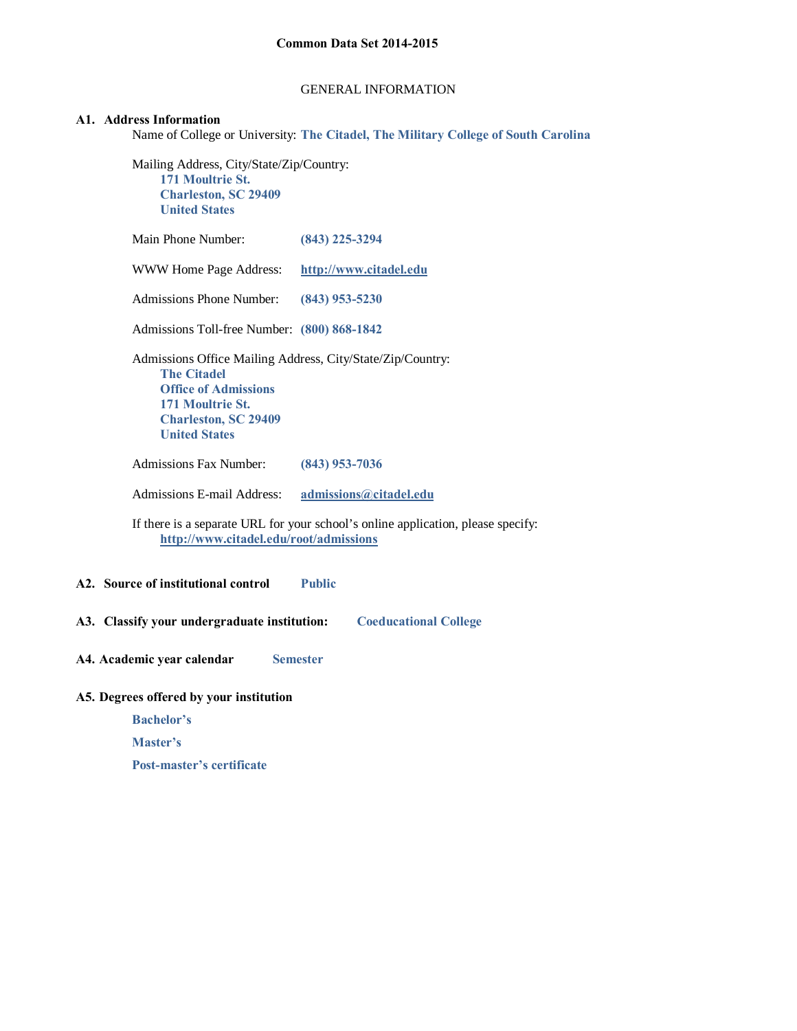# Common Data Set 2014-2015

## GENERAL INFORMATION

### A1. Address Information

Name of College or University: **The Citadel, The Military College of South Carolina**

Mailing Address, City/State/Zip/Country:
**171 Moultrie St.**
**Charleston, SC 29409**
**United States**

Main Phone Number: **(843) 225-3294**

WWW Home Page Address: **http://www.citadel.edu**

Admissions Phone Number: **(843) 953-5230**

Admissions Toll-free Number: **(800) 868-1842**

Admissions Office Mailing Address, City/State/Zip/Country:
**The Citadel**
**Office of Admissions**
**171 Moultrie St.**
**Charleston, SC 29409**
**United States**

Admissions Fax Number: **(843) 953-7036**

Admissions E-mail Address: **admissions@citadel.edu**

If there is a separate URL for your school's online application, please specify:
**http://www.citadel.edu/root/admissions**

### A2. Source of institutional control

**Public**

### A3. Classify your undergraduate institution:

**Coeducational College**

### A4. Academic year calendar

**Semester**

### A5. Degrees offered by your institution

**Bachelor's**

**Master's**

**Post-master's certificate**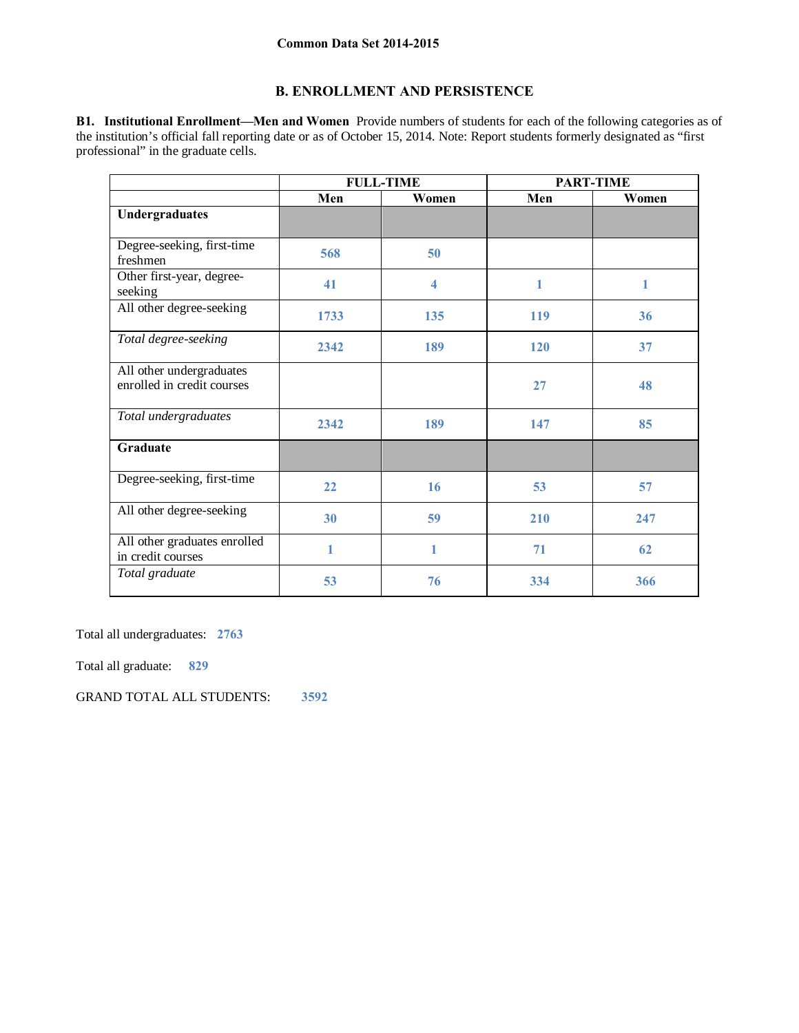Common Data Set 2014-2015

## B. ENROLLMENT AND PERSISTENCE

**B1. Institutional Enrollment—Men and Women** Provide numbers of students for each of the following categories as of the institution's official fall reporting date or as of October 15, 2014. Note: Report students formerly designated as "first professional" in the graduate cells.

| | FULL-TIME | | PART-TIME | |
|---|---|---|---|---|
| | Men | Women | Men | Women |
| **Undergraduates** | | | | |
| Degree-seeking, first-time freshmen | 568 | 50 | | |
| Other first-year, degree-seeking | 41 | 4 | 1 | 1 |
| All other degree-seeking | 1733 | 135 | 119 | 36 |
| *Total degree-seeking* | 2342 | 189 | 120 | 37 |
| All other undergraduates enrolled in credit courses | | | 27 | 48 |
| *Total undergraduates* | 2342 | 189 | 147 | 85 |
| **Graduate** | | | | |
| Degree-seeking, first-time | 22 | 16 | 53 | 57 |
| All other degree-seeking | 30 | 59 | 210 | 247 |
| All other graduates enrolled in credit courses | 1 | 1 | 71 | 62 |
| *Total graduate* | 53 | 76 | 334 | 366 |

Total all undergraduates: 2763

Total all graduate: 829

GRAND TOTAL ALL STUDENTS: 3592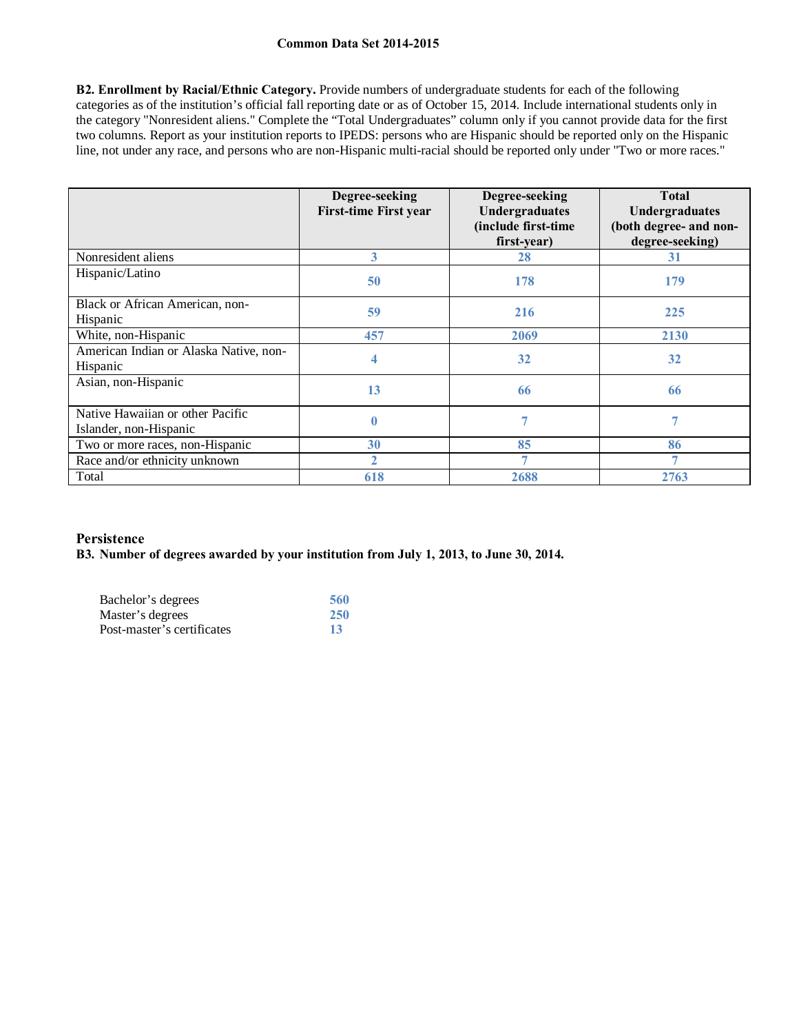**Common Data Set 2014-2015**

**B2. Enrollment by Racial/Ethnic Category.** Provide numbers of undergraduate students for each of the following categories as of the institution's official fall reporting date or as of October 15, 2014. Include international students only in the category "Nonresident aliens." Complete the "Total Undergraduates" column only if you cannot provide data for the first two columns. Report as your institution reports to IPEDS: persons who are Hispanic should be reported only on the Hispanic line, not under any race, and persons who are non-Hispanic multi-racial should be reported only under "Two or more races."

| | Degree-seeking First-time First year | Degree-seeking Undergraduates (include first-time first-year) | Total Undergraduates (both degree- and non-degree-seeking) |
|---|---|---|---|
| Nonresident aliens | 3 | 28 | 31 |
| Hispanic/Latino | 50 | 178 | 179 |
| Black or African American, non-Hispanic | 59 | 216 | 225 |
| White, non-Hispanic | 457 | 2069 | 2130 |
| American Indian or Alaska Native, non-Hispanic | 4 | 32 | 32 |
| Asian, non-Hispanic | 13 | 66 | 66 |
| Native Hawaiian or other Pacific Islander, non-Hispanic | 0 | 7 | 7 |
| Two or more races, non-Hispanic | 30 | 85 | 86 |
| Race and/or ethnicity unknown | 2 | 7 | 7 |
| Total | 618 | 2688 | 2763 |

## Persistence

**B3. Number of degrees awarded by your institution from July 1, 2013, to June 30, 2014.**

| | |
|---|---|
| Bachelor's degrees | 560 |
| Master's degrees | 250 |
| Post-master's certificates | 13 |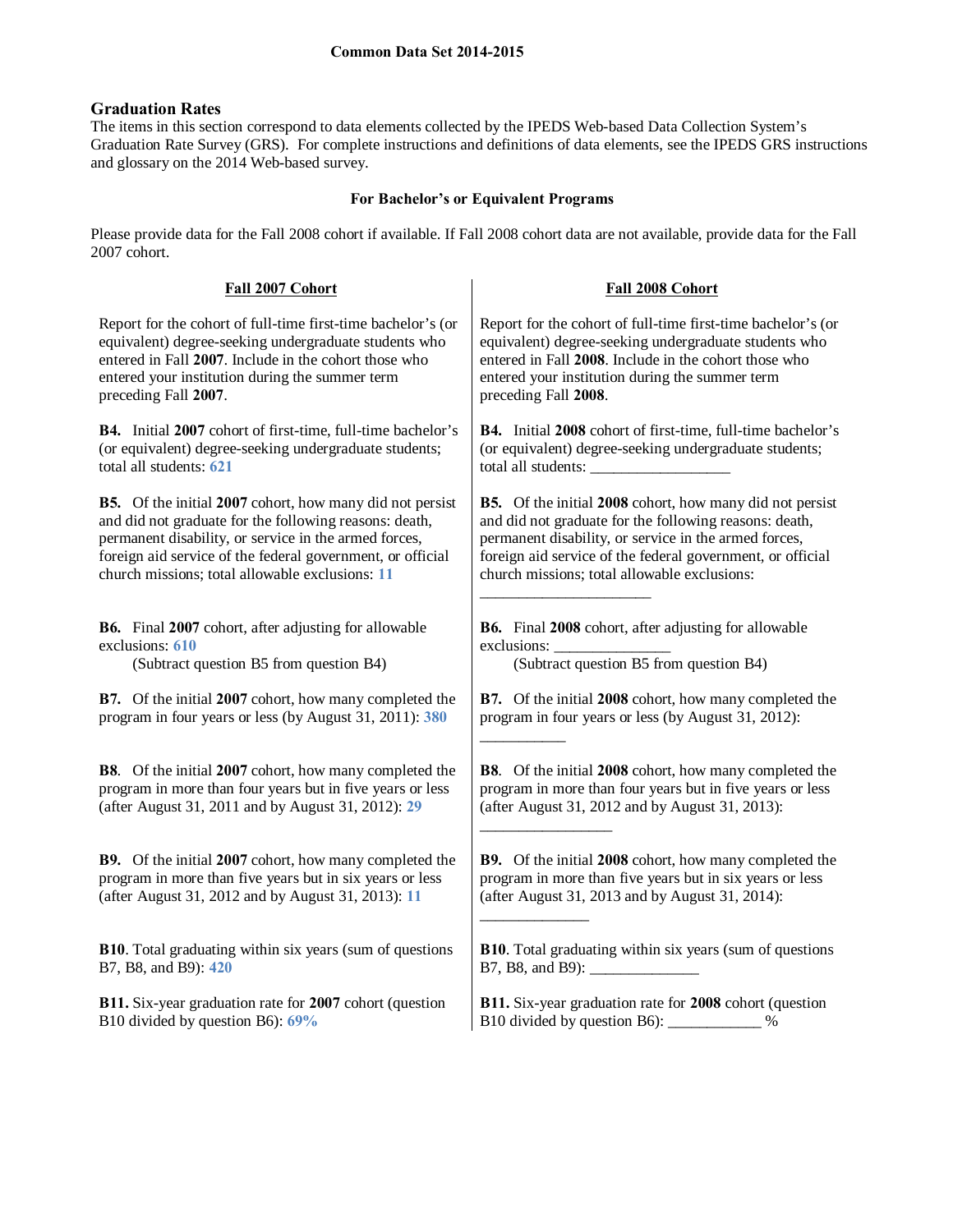**Common Data Set 2014-2015**

## Graduation Rates

The items in this section correspond to data elements collected by the IPEDS Web-based Data Collection System's Graduation Rate Survey (GRS). For complete instructions and definitions of data elements, see the IPEDS GRS instructions and glossary on the 2014 Web-based survey.

### For Bachelor's or Equivalent Programs

Please provide data for the Fall 2008 cohort if available. If Fall 2008 cohort data are not available, provide data for the Fall 2007 cohort.

#### Fall 2007 Cohort

Report for the cohort of full-time first-time bachelor's (or equivalent) degree-seeking undergraduate students who entered in Fall **2007**. Include in the cohort those who entered your institution during the summer term preceding Fall **2007**.

**B4.** Initial **2007** cohort of first-time, full-time bachelor's (or equivalent) degree-seeking undergraduate students; total all students: **621**

**B5.** Of the initial **2007** cohort, how many did not persist and did not graduate for the following reasons: death, permanent disability, or service in the armed forces, foreign aid service of the federal government, or official church missions; total allowable exclusions: **11**

**B6.** Final **2007** cohort, after adjusting for allowable exclusions: **610**
(Subtract question B5 from question B4)

**B7.** Of the initial **2007** cohort, how many completed the program in four years or less (by August 31, 2011): **380**

**B8**. Of the initial **2007** cohort, how many completed the program in more than four years but in five years or less (after August 31, 2011 and by August 31, 2012): **29**

**B9.** Of the initial **2007** cohort, how many completed the program in more than five years but in six years or less (after August 31, 2012 and by August 31, 2013): **11**

**B10**. Total graduating within six years (sum of questions B7, B8, and B9): **420**

**B11.** Six-year graduation rate for **2007** cohort (question B10 divided by question B6): **69%**

#### Fall 2008 Cohort

Report for the cohort of full-time first-time bachelor's (or equivalent) degree-seeking undergraduate students who entered in Fall **2008**. Include in the cohort those who entered your institution during the summer term preceding Fall **2008**.

**B4.** Initial **2008** cohort of first-time, full-time bachelor's (or equivalent) degree-seeking undergraduate students; total all students: __________________

**B5.** Of the initial **2008** cohort, how many did not persist and did not graduate for the following reasons: death, permanent disability, or service in the armed forces, foreign aid service of the federal government, or official church missions; total allowable exclusions: ______________________

**B6.** Final **2008** cohort, after adjusting for allowable exclusions: _______________
(Subtract question B5 from question B4)

**B7.** Of the initial **2008** cohort, how many completed the program in four years or less (by August 31, 2012): ___________

**B8**. Of the initial **2008** cohort, how many completed the program in more than four years but in five years or less (after August 31, 2012 and by August 31, 2013): _________________

**B9.** Of the initial **2008** cohort, how many completed the program in more than five years but in six years or less (after August 31, 2013 and by August 31, 2014): ______________

**B10**. Total graduating within six years (sum of questions B7, B8, and B9): ______________

**B11.** Six-year graduation rate for **2008** cohort (question B10 divided by question B6): ____________ %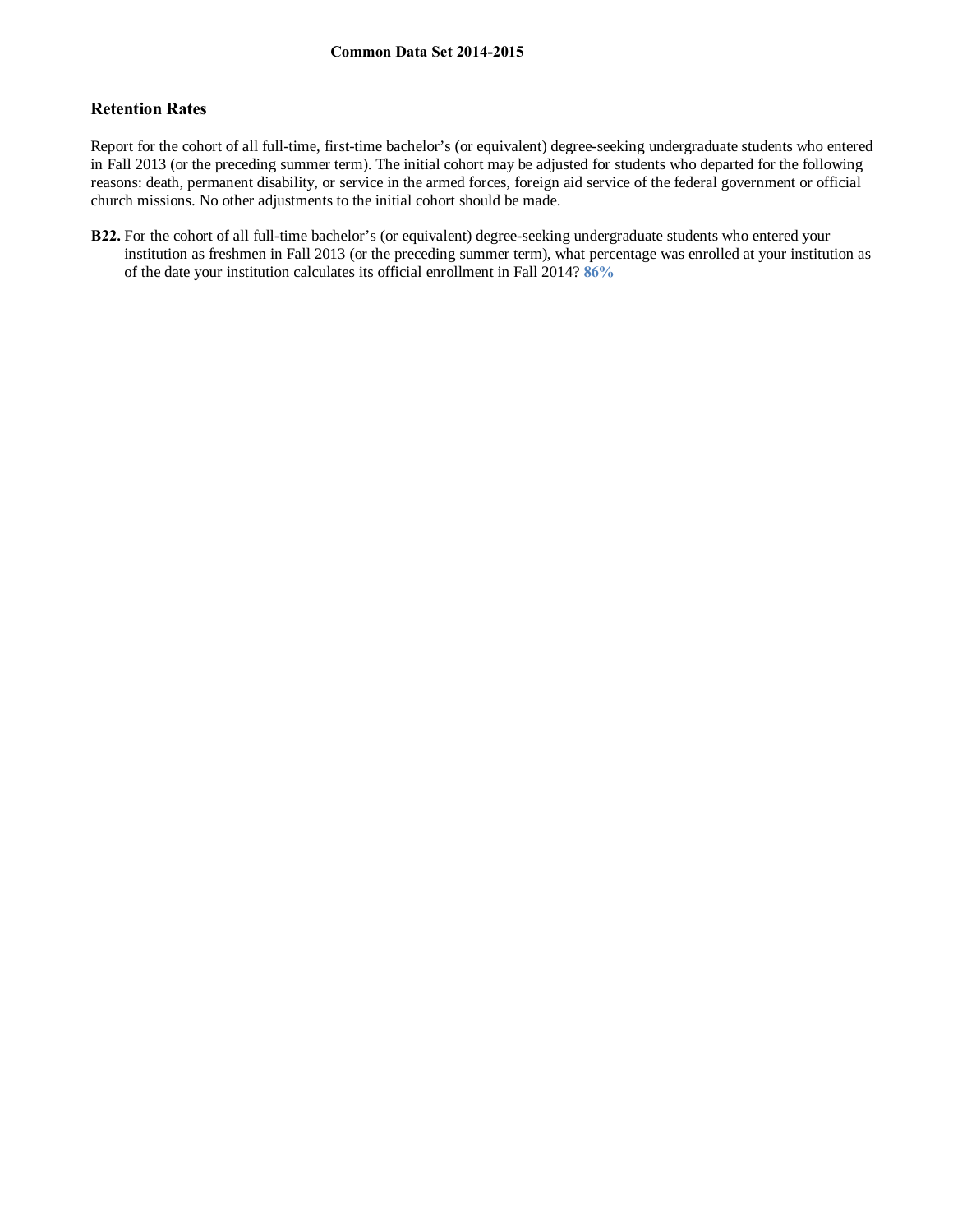## Retention Rates

Report for the cohort of all full-time, first-time bachelor's (or equivalent) degree-seeking undergraduate students who entered in Fall 2013 (or the preceding summer term). The initial cohort may be adjusted for students who departed for the following reasons: death, permanent disability, or service in the armed forces, foreign aid service of the federal government or official church missions. No other adjustments to the initial cohort should be made.

**B22.** For the cohort of all full-time bachelor's (or equivalent) degree-seeking undergraduate students who entered your institution as freshmen in Fall 2013 (or the preceding summer term), what percentage was enrolled at your institution as of the date your institution calculates its official enrollment in Fall 2014? **86%**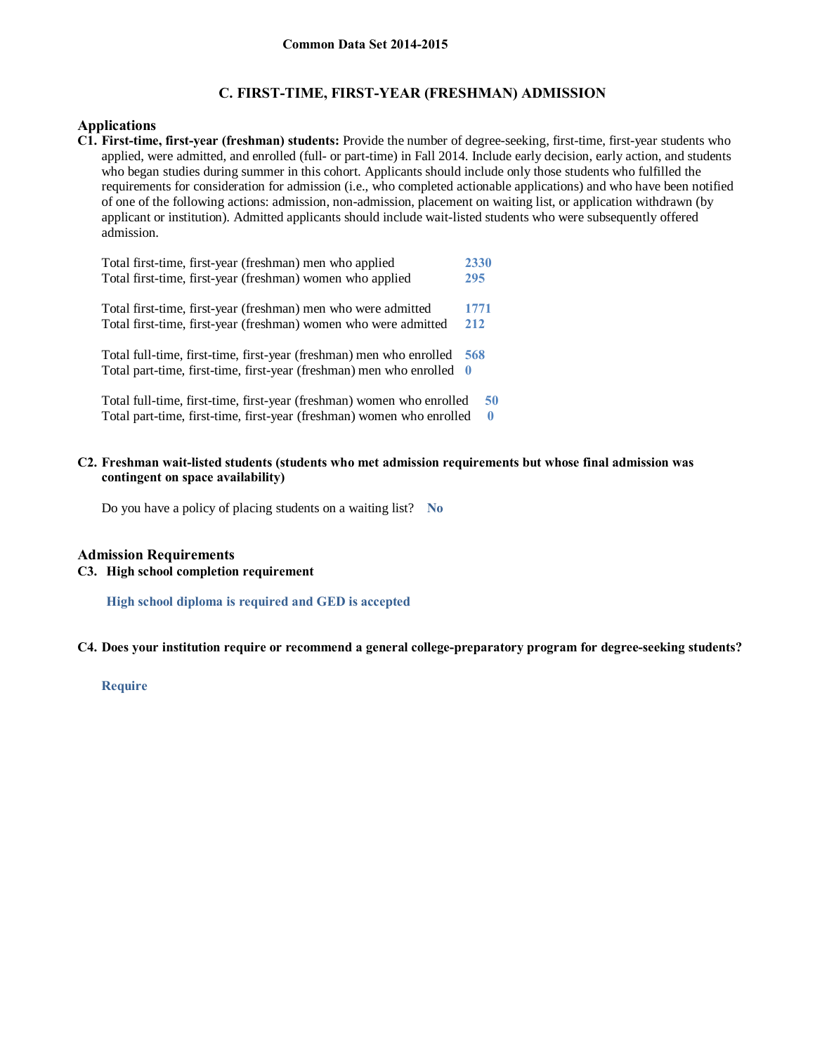## C. FIRST-TIME, FIRST-YEAR (FRESHMAN) ADMISSION

### Applications

**C1. First-time, first-year (freshman) students:** Provide the number of degree-seeking, first-time, first-year students who applied, were admitted, and enrolled (full- or part-time) in Fall 2014. Include early decision, early action, and students who began studies during summer in this cohort. Applicants should include only those students who fulfilled the requirements for consideration for admission (i.e., who completed actionable applications) and who have been notified of one of the following actions: admission, non-admission, placement on waiting list, or application withdrawn (by applicant or institution). Admitted applicants should include wait-listed students who were subsequently offered admission.

| | |
|---|---|
| Total first-time, first-year (freshman) men who applied | 2330 |
| Total first-time, first-year (freshman) women who applied | 295 |
| Total first-time, first-year (freshman) men who were admitted | 1771 |
| Total first-time, first-year (freshman) women who were admitted | 212 |
| Total full-time, first-time, first-year (freshman) men who enrolled | 568 |
| Total part-time, first-time, first-year (freshman) men who enrolled | 0 |
| Total full-time, first-time, first-year (freshman) women who enrolled | 50 |
| Total part-time, first-time, first-year (freshman) women who enrolled | 0 |

**C2. Freshman wait-listed students (students who met admission requirements but whose final admission was contingent on space availability)**

Do you have a policy of placing students on a waiting list? **No**

### Admission Requirements

**C3. High school completion requirement**

**High school diploma is required and GED is accepted**

**C4. Does your institution require or recommend a general college-preparatory program for degree-seeking students?**

**Require**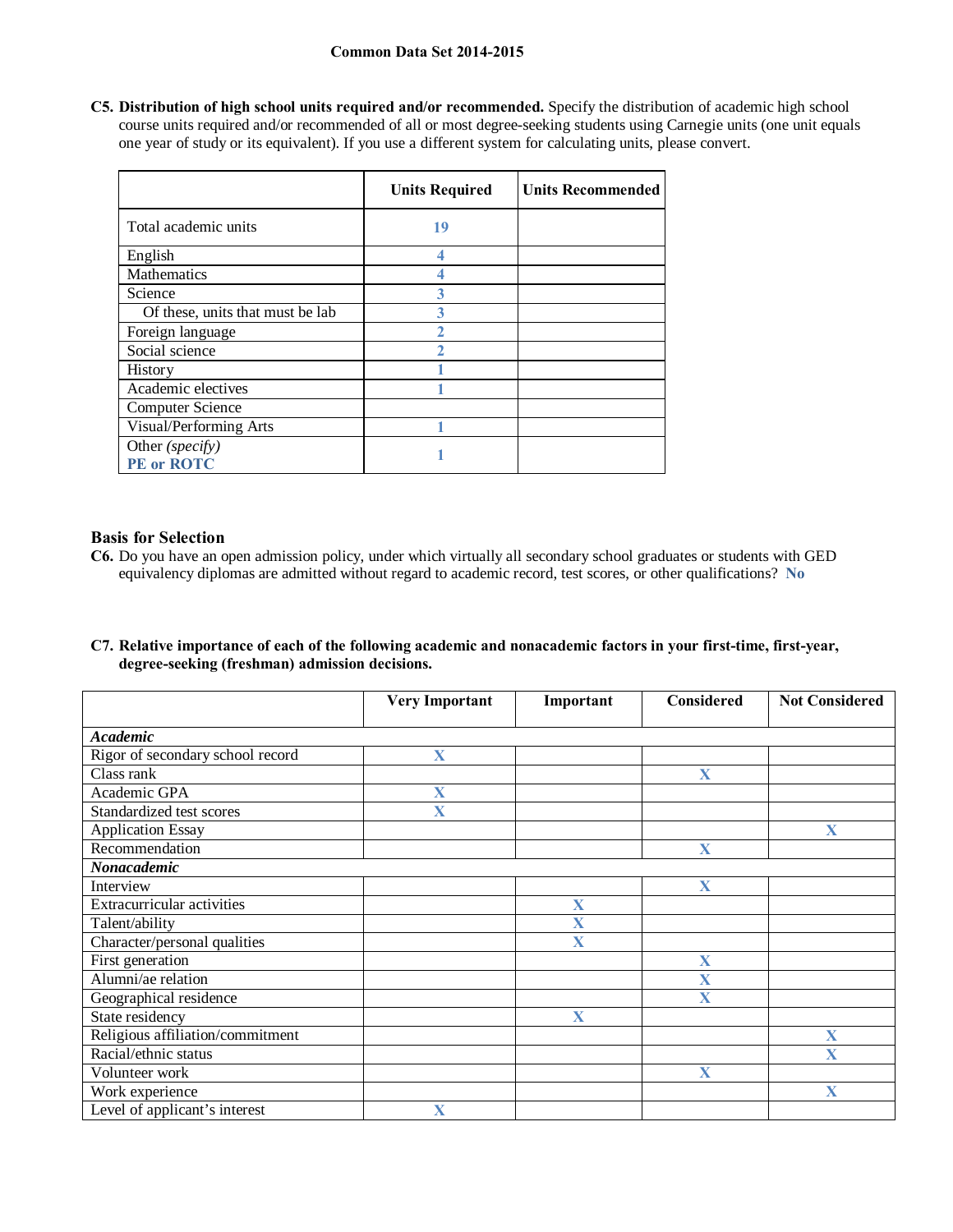# Common Data Set 2014-2015

**C5. Distribution of high school units required and/or recommended.** Specify the distribution of academic high school course units required and/or recommended of all or most degree-seeking students using Carnegie units (one unit equals one year of study or its equivalent). If you use a different system for calculating units, please convert.

| | Units Required | Units Recommended |
|---|---|---|
| Total academic units | 19 | |
| English | 4 | |
| Mathematics | 4 | |
| Science | 3 | |
| Of these, units that must be lab | 3 | |
| Foreign language | 2 | |
| Social science | 2 | |
| History | 1 | |
| Academic electives | 1 | |
| Computer Science | | |
| Visual/Performing Arts | 1 | |
| Other *(specify)* **PE or ROTC** | 1 | |

## Basis for Selection

**C6.** Do you have an open admission policy, under which virtually all secondary school graduates or students with GED equivalency diplomas are admitted without regard to academic record, test scores, or other qualifications? **No**

**C7. Relative importance of each of the following academic and nonacademic factors in your first-time, first-year, degree-seeking (freshman) admission decisions.**

| | Very Important | Important | Considered | Not Considered |
|---|---|---|---|---|
| ***Academic*** | | | | |
| Rigor of secondary school record | X | | | |
| Class rank | | | X | |
| Academic GPA | X | | | |
| Standardized test scores | X | | | |
| Application Essay | | | | X |
| Recommendation | | | X | |
| ***Nonacademic*** | | | | |
| Interview | | | X | |
| Extracurricular activities | | X | | |
| Talent/ability | | X | | |
| Character/personal qualities | | X | | |
| First generation | | | X | |
| Alumni/ae relation | | | X | |
| Geographical residence | | | X | |
| State residency | | X | | |
| Religious affiliation/commitment | | | | X |
| Racial/ethnic status | | | | X |
| Volunteer work | | | X | |
| Work experience | | | | X |
| Level of applicant's interest | X | | | |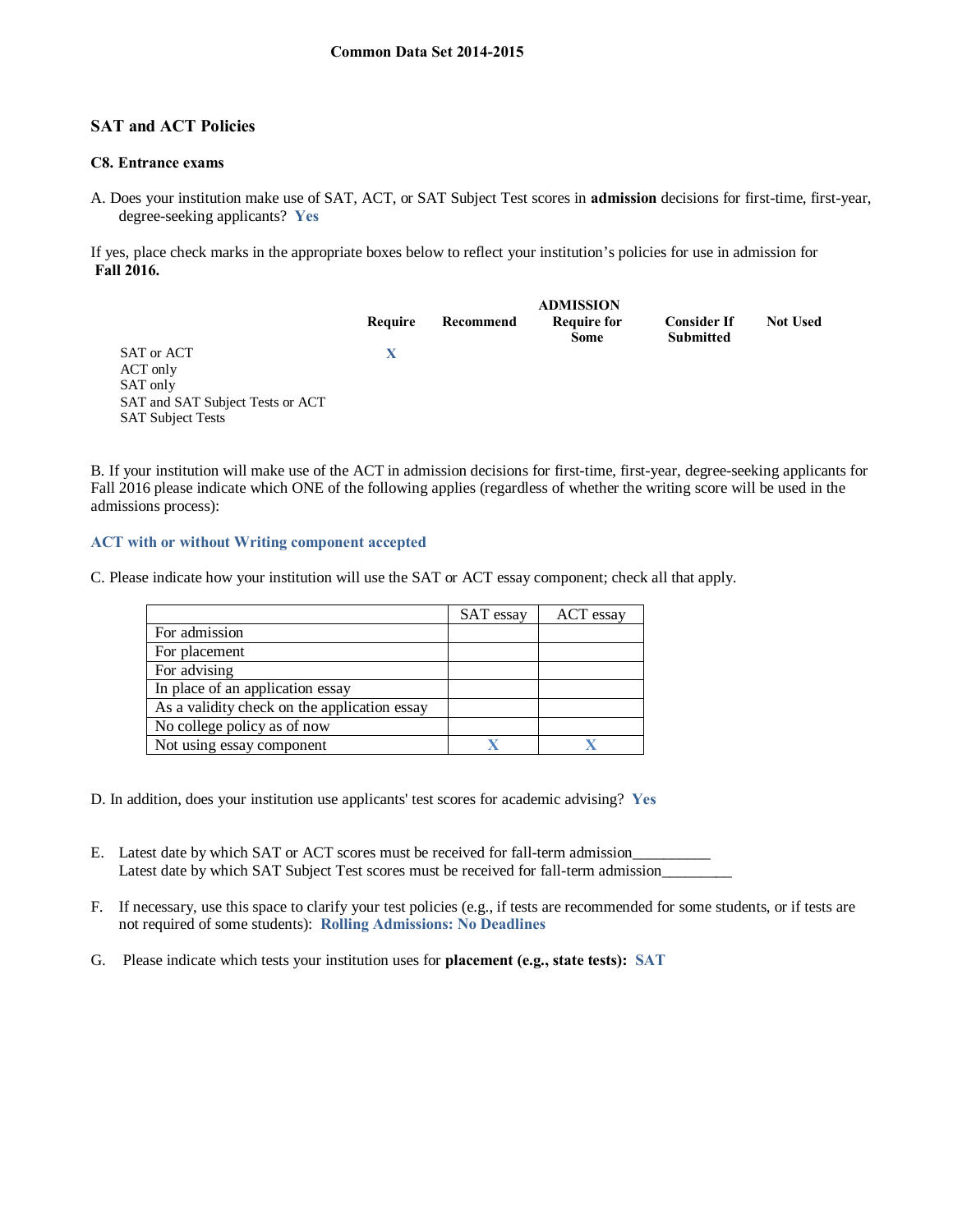Common Data Set 2014-2015

## SAT and ACT Policies

### C8. Entrance exams

A. Does your institution make use of SAT, ACT, or SAT Subject Test scores in **admission** decisions for first-time, first-year, degree-seeking applicants? **Yes**

If yes, place check marks in the appropriate boxes below to reflect your institution's policies for use in admission for **Fall 2016.**

| | ADMISSION | | | | |
|---|---|---|---|---|---|
| | Require | Recommend | Require for Some | Consider If Submitted | Not Used |
| SAT or ACT | X | | | | |
| ACT only | | | | | |
| SAT only | | | | | |
| SAT and SAT Subject Tests or ACT | | | | | |
| SAT Subject Tests | | | | | |

B. If your institution will make use of the ACT in admission decisions for first-time, first-year, degree-seeking applicants for Fall 2016 please indicate which ONE of the following applies (regardless of whether the writing score will be used in the admissions process):

**ACT with or without Writing component accepted**

C. Please indicate how your institution will use the SAT or ACT essay component; check all that apply.

| | SAT essay | ACT essay |
|---|---|---|
| For admission | | |
| For placement | | |
| For advising | | |
| In place of an application essay | | |
| As a validity check on the application essay | | |
| No college policy as of now | | |
| Not using essay component | X | X |

D. In addition, does your institution use applicants' test scores for academic advising? **Yes**

E. Latest date by which SAT or ACT scores must be received for fall-term admission__________
Latest date by which SAT Subject Test scores must be received for fall-term admission_________

F. If necessary, use this space to clarify your test policies (e.g., if tests are recommended for some students, or if tests are not required of some students): **Rolling Admissions: No Deadlines**

G. Please indicate which tests your institution uses for **placement (e.g., state tests):** **SAT**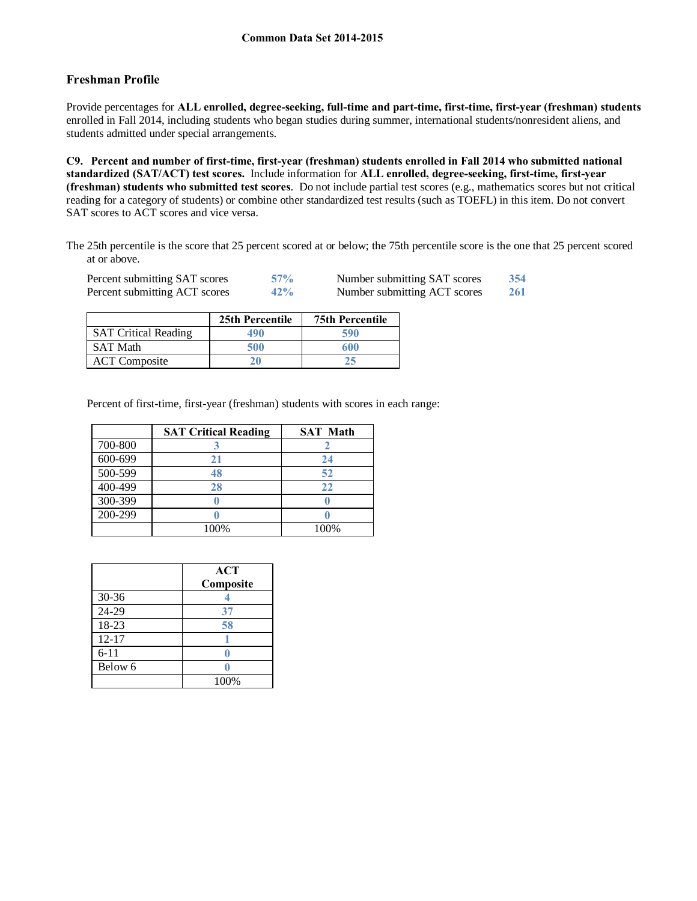**Common Data Set 2014-2015**

## Freshman Profile

Provide percentages for **ALL enrolled, degree-seeking, full-time and part-time, first-time, first-year (freshman) students** enrolled in Fall 2014, including students who began studies during summer, international students/nonresident aliens, and students admitted under special arrangements.

**C9. Percent and number of first-time, first-year (freshman) students enrolled in Fall 2014 who submitted national standardized (SAT/ACT) test scores.** Include information for **ALL enrolled, degree-seeking, first-time, first-year (freshman) students who submitted test scores**. Do not include partial test scores (e.g., mathematics scores but not critical reading for a category of students) or combine other standardized test results (such as TOEFL) in this item. Do not convert SAT scores to ACT scores and vice versa.

The 25th percentile is the score that 25 percent scored at or below; the 75th percentile score is the one that 25 percent scored at or above.

| | | | |
|---|---|---|---|
| Percent submitting SAT scores | 57% | Number submitting SAT scores | 354 |
| Percent submitting ACT scores | 42% | Number submitting ACT scores | 261 |

| | 25th Percentile | 75th Percentile |
|---|---|---|
| SAT Critical Reading | 490 | 590 |
| SAT Math | 500 | 600 |
| ACT Composite | 20 | 25 |

Percent of first-time, first-year (freshman) students with scores in each range:

| | SAT Critical Reading | SAT Math |
|---|---|---|
| 700-800 | 3 | 2 |
| 600-699 | 21 | 24 |
| 500-599 | 48 | 52 |
| 400-499 | 28 | 22 |
| 300-399 | 0 | 0 |
| 200-299 | 0 | 0 |
| | 100% | 100% |

| | ACT Composite |
|---|---|
| 30-36 | 4 |
| 24-29 | 37 |
| 18-23 | 58 |
| 12-17 | 1 |
| 6-11 | 0 |
| Below 6 | 0 |
| | 100% |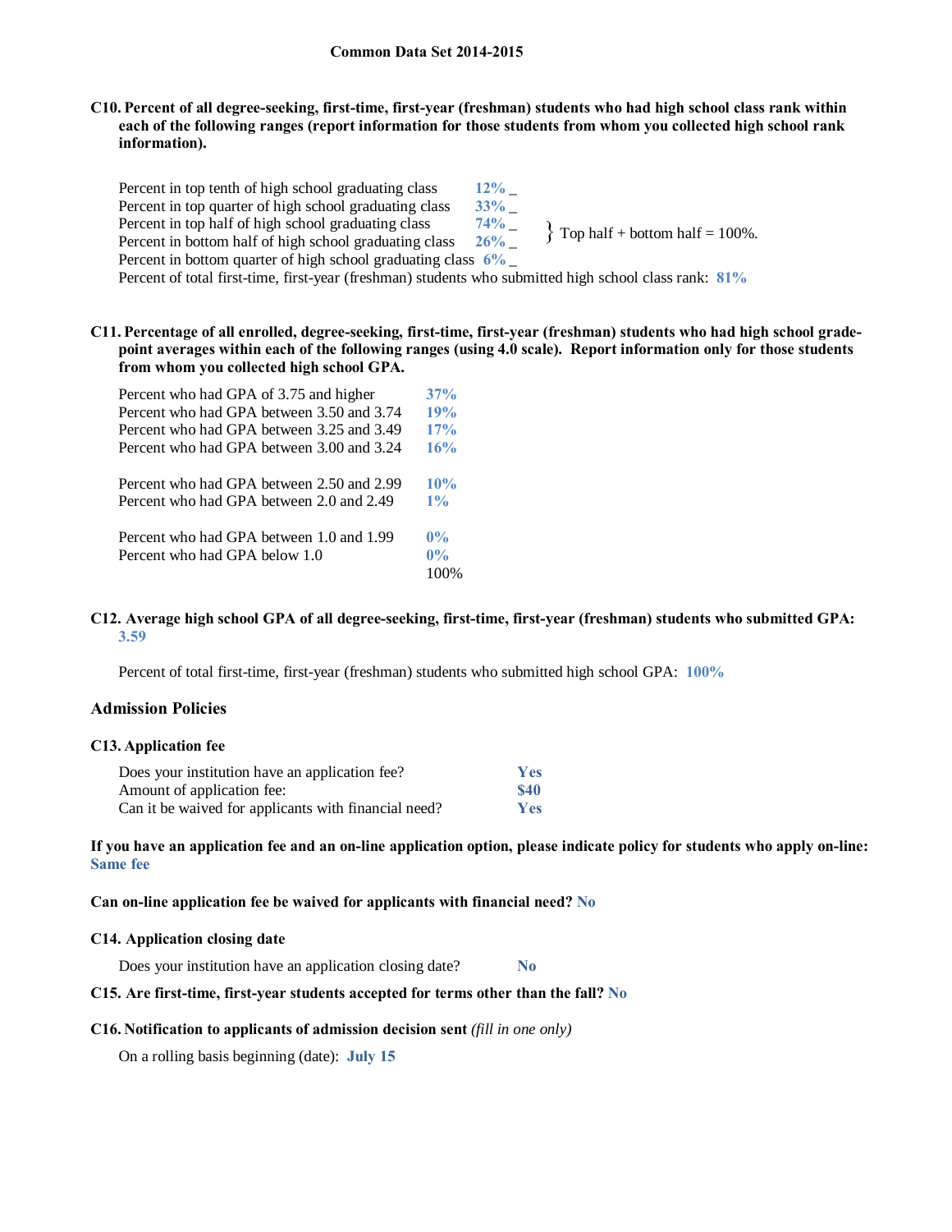**Common Data Set 2014-2015**

**C10. Percent of all degree-seeking, first-time, first-year (freshman) students who had high school class rank within each of the following ranges (report information for those students from whom you collected high school rank information).**

| | |
|---|---|
| Percent in top tenth of high school graduating class | **12%** _ |
| Percent in top quarter of high school graduating class | **33%** _ |
| Percent in top half of high school graduating class | **74%** _ |
| Percent in bottom half of high school graduating class | **26%** _ |
| Percent in bottom quarter of high school graduating class | **6%** _ |

} Top half + bottom half = 100%.

Percent of total first-time, first-year (freshman) students who submitted high school class rank: **81%**

**C11. Percentage of all enrolled, degree-seeking, first-time, first-year (freshman) students who had high school grade-point averages within each of the following ranges (using 4.0 scale). Report information only for those students from whom you collected high school GPA.**

| | |
|---|---|
| Percent who had GPA of 3.75 and higher | **37%** |
| Percent who had GPA between 3.50 and 3.74 | **19%** |
| Percent who had GPA between 3.25 and 3.49 | **17%** |
| Percent who had GPA between 3.00 and 3.24 | **16%** |
| Percent who had GPA between 2.50 and 2.99 | **10%** |
| Percent who had GPA between 2.0 and 2.49 | **1%** |
| Percent who had GPA between 1.0 and 1.99 | **0%** |
| Percent who had GPA below 1.0 | **0%** |
| | 100% |

**C12. Average high school GPA of all degree-seeking, first-time, first-year (freshman) students who submitted GPA:** **3.59**

Percent of total first-time, first-year (freshman) students who submitted high school GPA: **100%**

### Admission Policies

**C13. Application fee**

| | |
|---|---|
| Does your institution have an application fee? | **Yes** |
| Amount of application fee: | **$40** |
| Can it be waived for applicants with financial need? | **Yes** |

**If you have an application fee and an on-line application option, please indicate policy for students who apply on-line:** **Same fee**

**Can on-line application fee be waived for applicants with financial need?** **No**

**C14. Application closing date**

Does your institution have an application closing date? **No**

**C15. Are first-time, first-year students accepted for terms other than the fall?** **No**

**C16. Notification to applicants of admission decision sent** *(fill in one only)*

On a rolling basis beginning (date): **July 15**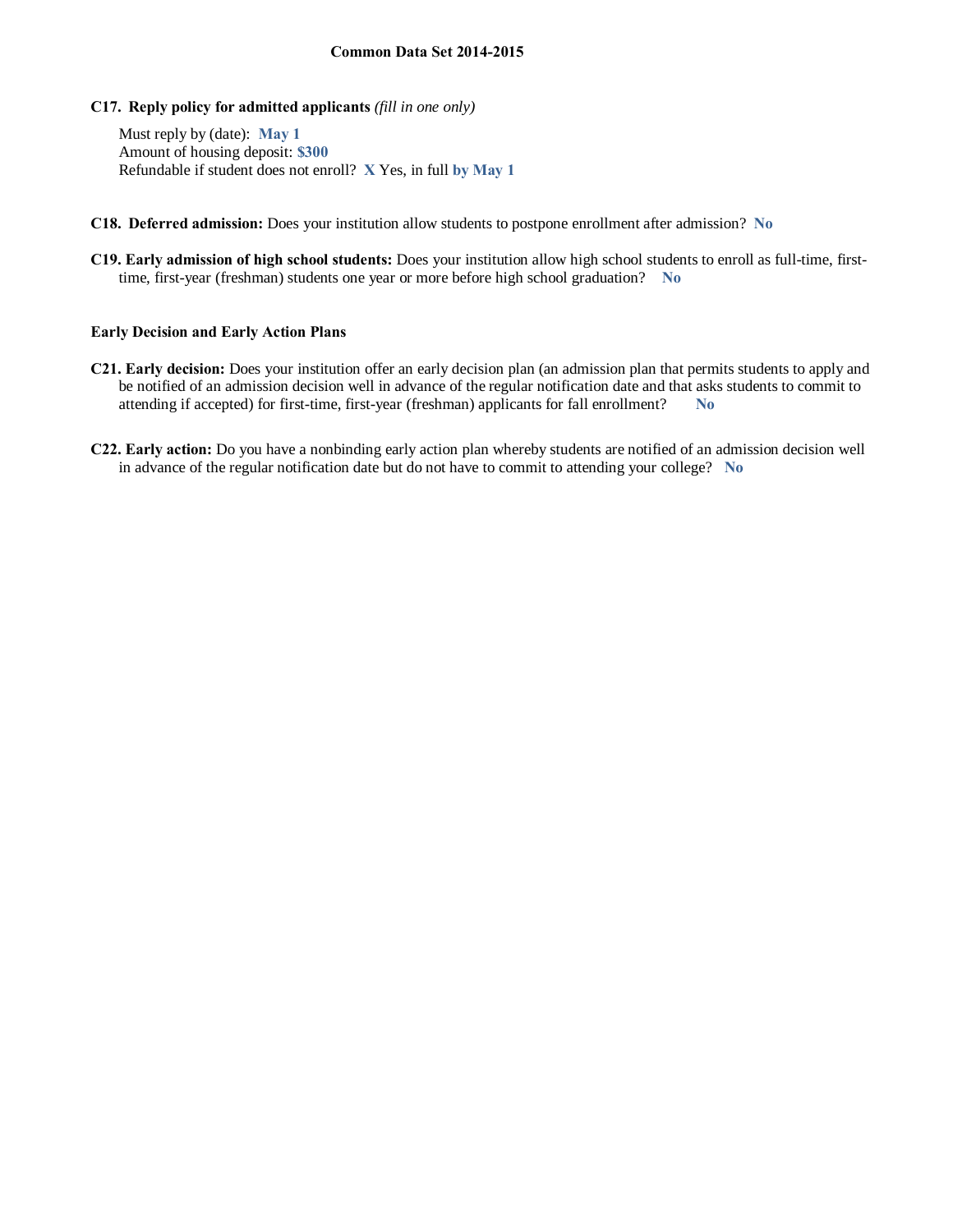**C17. Reply policy for admitted applicants** *(fill in one only)*

Must reply by (date): **May 1**
Amount of housing deposit: **$300**
Refundable if student does not enroll? **X** Yes, in full **by May 1**

**C18. Deferred admission:** Does your institution allow students to postpone enrollment after admission? **No**

**C19. Early admission of high school students:** Does your institution allow high school students to enroll as full-time, first-time, first-year (freshman) students one year or more before high school graduation? **No**

**Early Decision and Early Action Plans**

**C21. Early decision:** Does your institution offer an early decision plan (an admission plan that permits students to apply and be notified of an admission decision well in advance of the regular notification date and that asks students to commit to attending if accepted) for first-time, first-year (freshman) applicants for fall enrollment? **No**

**C22. Early action:** Do you have a nonbinding early action plan whereby students are notified of an admission decision well in advance of the regular notification date but do not have to commit to attending your college? **No**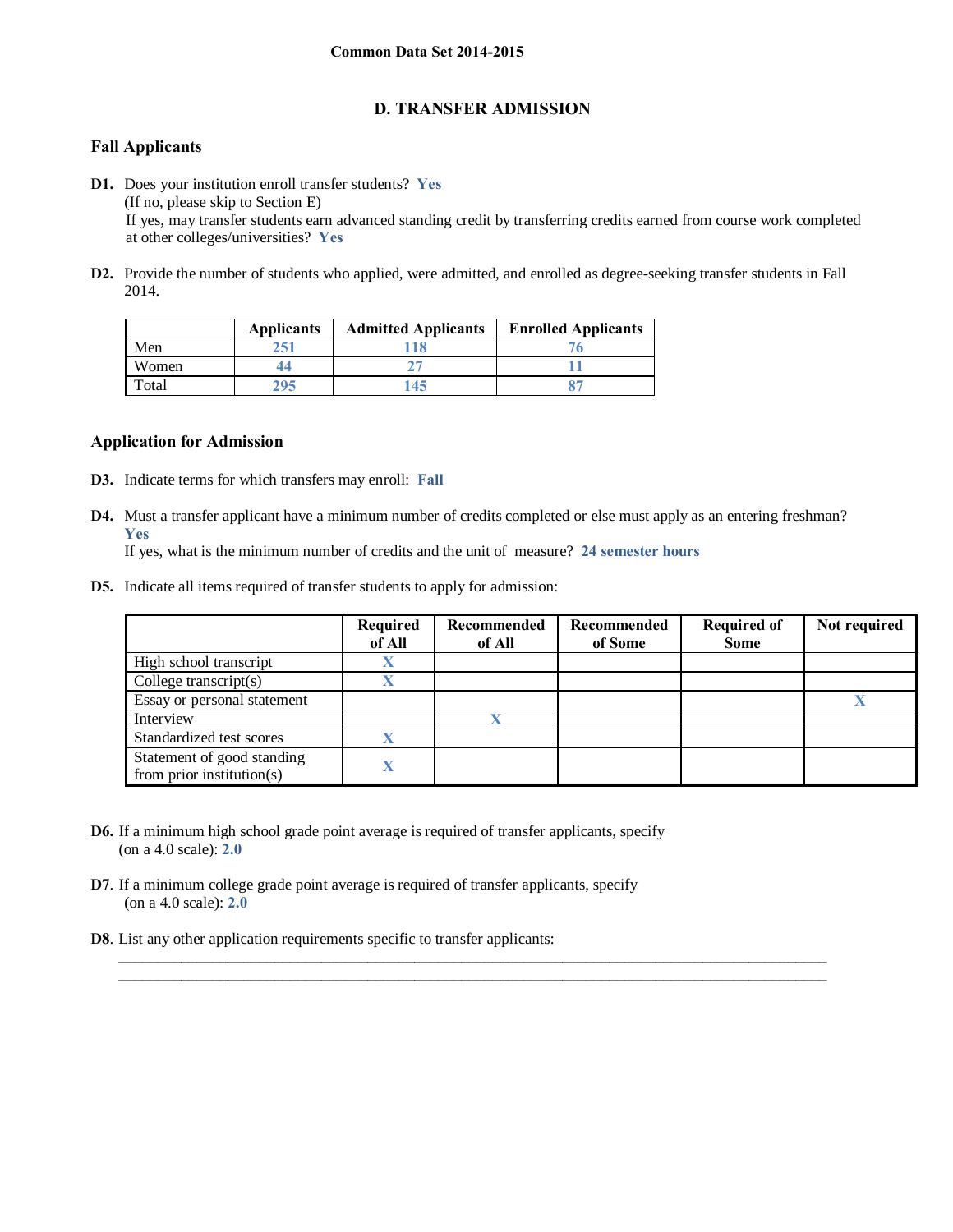Common Data Set 2014-2015

## D. TRANSFER ADMISSION

### Fall Applicants

**D1.** Does your institution enroll transfer students? **Yes**
(If no, please skip to Section E)
If yes, may transfer students earn advanced standing credit by transferring credits earned from course work completed at other colleges/universities? **Yes**

**D2.** Provide the number of students who applied, were admitted, and enrolled as degree-seeking transfer students in Fall 2014.

| | Applicants | Admitted Applicants | Enrolled Applicants |
|---|---|---|---|
| Men | 251 | 118 | 76 |
| Women | 44 | 27 | 11 |
| Total | 295 | 145 | 87 |

### Application for Admission

**D3.** Indicate terms for which transfers may enroll: **Fall**

**D4.** Must a transfer applicant have a minimum number of credits completed or else must apply as an entering freshman? **Yes**
If yes, what is the minimum number of credits and the unit of measure? **24 semester hours**

**D5.** Indicate all items required of transfer students to apply for admission:

| | Required of All | Recommended of All | Recommended of Some | Required of Some | Not required |
|---|---|---|---|---|---|
| High school transcript | X | | | | |
| College transcript(s) | X | | | | |
| Essay or personal statement | | | | | X |
| Interview | | X | | | |
| Standardized test scores | X | | | | |
| Statement of good standing from prior institution(s) | X | | | | |

**D6.** If a minimum high school grade point average is required of transfer applicants, specify (on a 4.0 scale): **2.0**

**D7**. If a minimum college grade point average is required of transfer applicants, specify (on a 4.0 scale): **2.0**

**D8**. List any other application requirements specific to transfer applicants: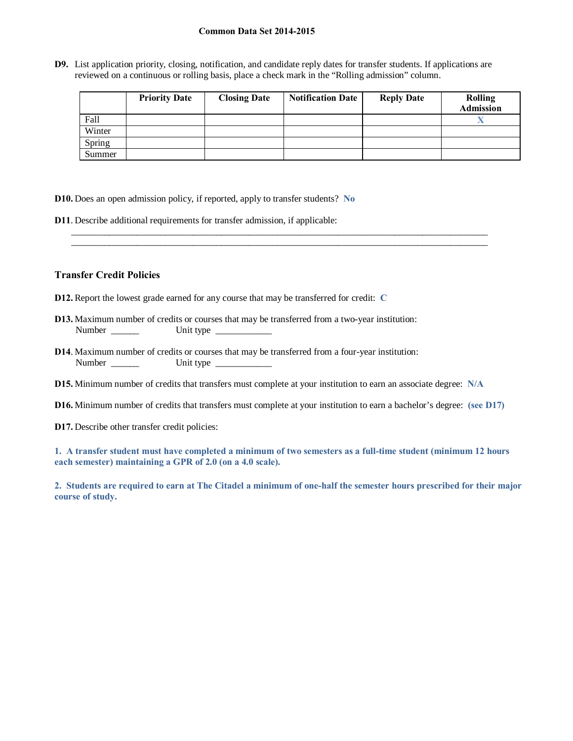**Common Data Set 2014-2015**

**D9.** List application priority, closing, notification, and candidate reply dates for transfer students. If applications are reviewed on a continuous or rolling basis, place a check mark in the "Rolling admission" column.

| | Priority Date | Closing Date | Notification Date | Reply Date | Rolling Admission |
|---|---|---|---|---|---|
| Fall | | | | | X |
| Winter | | | | | |
| Spring | | | | | |
| Summer | | | | | |

**D10.** Does an open admission policy, if reported, apply to transfer students? **No**

**D11**. Describe additional requirements for transfer admission, if applicable:

______________________________________________________________________________

______________________________________________________________________________

### Transfer Credit Policies

**D12.** Report the lowest grade earned for any course that may be transferred for credit: **C**

**D13.** Maximum number of credits or courses that may be transferred from a two-year institution:
Number ______ Unit type ____________

**D14**. Maximum number of credits or courses that may be transferred from a four-year institution:
Number ______ Unit type ____________

**D15.** Minimum number of credits that transfers must complete at your institution to earn an associate degree: **N/A**

**D16.** Minimum number of credits that transfers must complete at your institution to earn a bachelor's degree: **(see D17)**

**D17.** Describe other transfer credit policies:

**1. A transfer student must have completed a minimum of two semesters as a full-time student (minimum 12 hours each semester) maintaining a GPR of 2.0 (on a 4.0 scale).**

**2. Students are required to earn at The Citadel a minimum of one-half the semester hours prescribed for their major course of study.**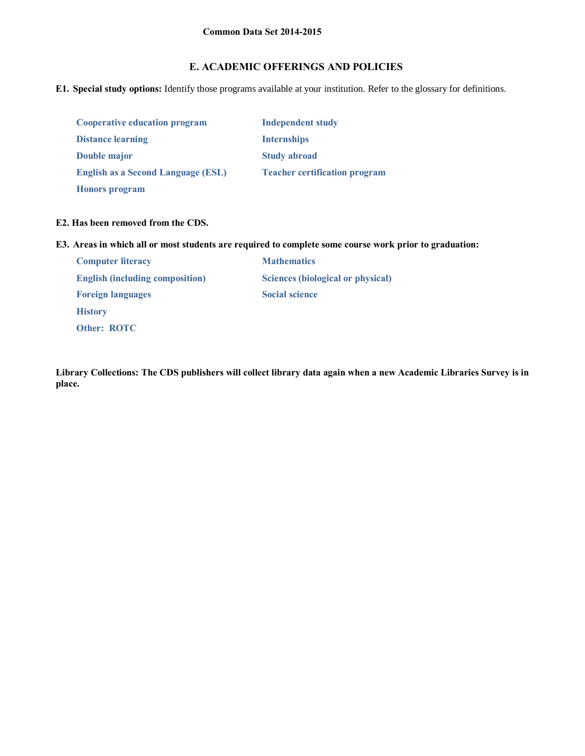**Common Data Set 2014-2015**

## E. ACADEMIC OFFERINGS AND POLICIES

**E1. Special study options:** Identify those programs available at your institution. Refer to the glossary for definitions.

- **Cooperative education program**
- **Distance learning**
- **Double major**
- **English as a Second Language (ESL)**
- **Honors program**
- **Independent study**
- **Internships**
- **Study abroad**
- **Teacher certification program**

**E2. Has been removed from the CDS.**

**E3. Areas in which all or most students are required to complete some course work prior to graduation:**

- **Computer literacy**
- **English (including composition)**
- **Foreign languages**
- **History**
- **Other: ROTC**
- **Mathematics**
- **Sciences (biological or physical)**
- **Social science**

**Library Collections: The CDS publishers will collect library data again when a new Academic Libraries Survey is in place.**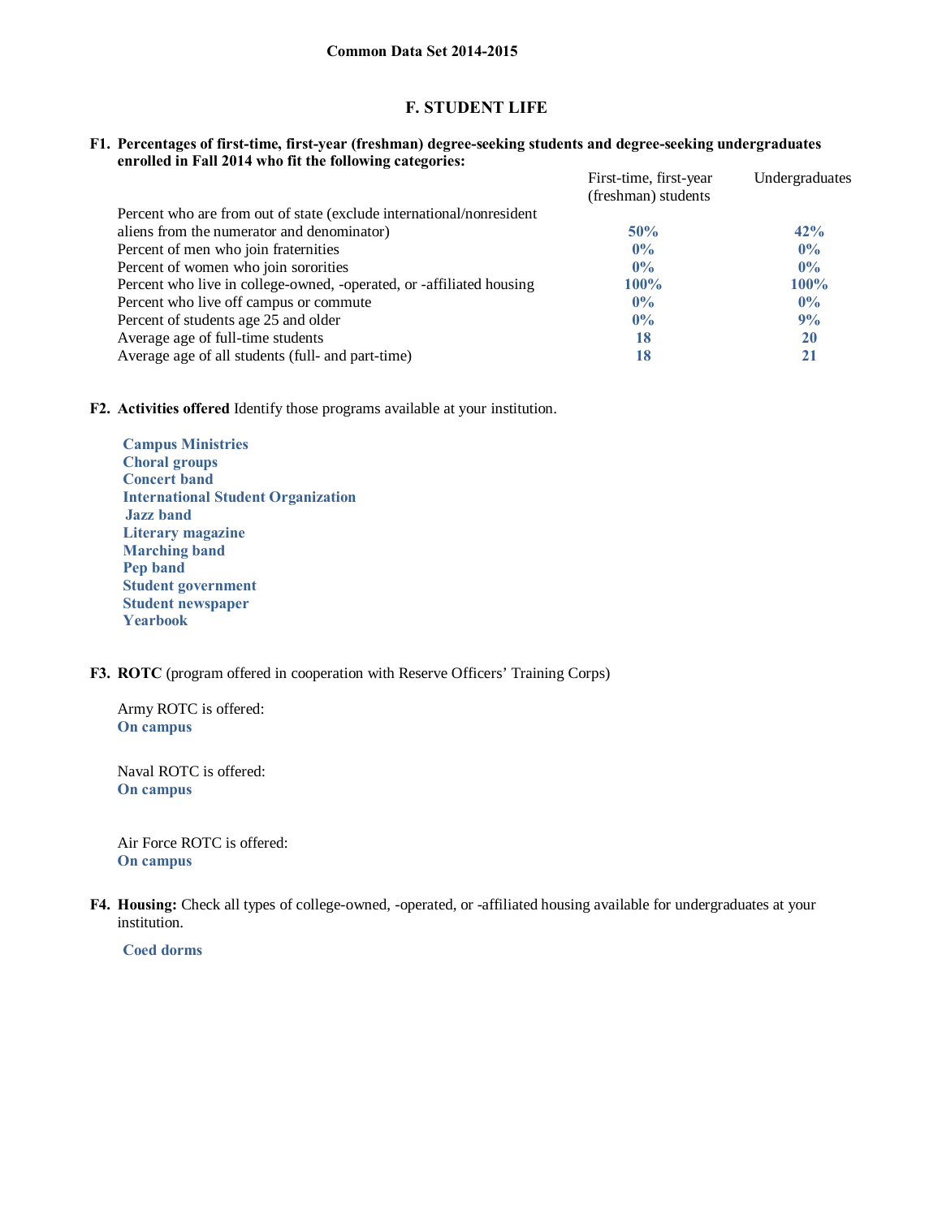Common Data Set 2014-2015

## F. STUDENT LIFE

**F1. Percentages of first-time, first-year (freshman) degree-seeking students and degree-seeking undergraduates enrolled in Fall 2014 who fit the following categories:**

| | First-time, first-year (freshman) students | Undergraduates |
|---|---|---|
| Percent who are from out of state (exclude international/nonresident aliens from the numerator and denominator) | **50%** | **42%** |
| Percent of men who join fraternities | **0%** | **0%** |
| Percent of women who join sororities | **0%** | **0%** |
| Percent who live in college-owned, -operated, or -affiliated housing | **100%** | **100%** |
| Percent who live off campus or commute | **0%** | **0%** |
| Percent of students age 25 and older | **0%** | **9%** |
| Average age of full-time students | **18** | **20** |
| Average age of all students (full- and part-time) | **18** | **21** |

**F2. Activities offered** Identify those programs available at your institution.

**Campus Ministries**
**Choral groups**
**Concert band**
**International Student Organization**
**Jazz band**
**Literary magazine**
**Marching band**
**Pep band**
**Student government**
**Student newspaper**
**Yearbook**

**F3. ROTC** (program offered in cooperation with Reserve Officers' Training Corps)

Army ROTC is offered:
**On campus**

Naval ROTC is offered:
**On campus**

Air Force ROTC is offered:
**On campus**

**F4. Housing:** Check all types of college-owned, -operated, or -affiliated housing available for undergraduates at your institution.

**Coed dorms**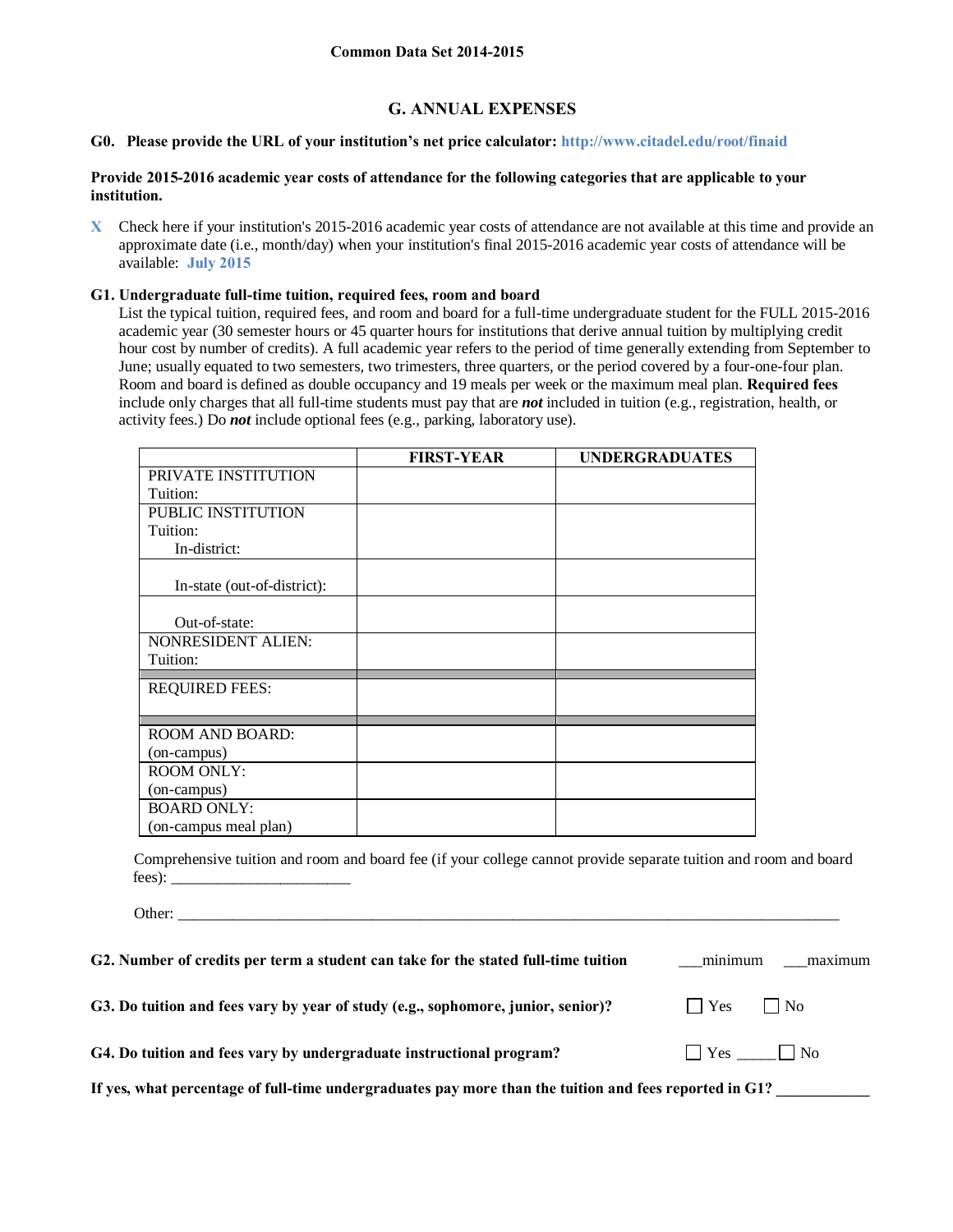## G. ANNUAL EXPENSES

**G0. Please provide the URL of your institution's net price calculator: http://www.citadel.edu/root/finaid**

**Provide 2015-2016 academic year costs of attendance for the following categories that are applicable to your institution.**

X Check here if your institution's 2015-2016 academic year costs of attendance are not available at this time and provide an approximate date (i.e., month/day) when your institution's final 2015-2016 academic year costs of attendance will be available: **July 2015**

**G1. Undergraduate full-time tuition, required fees, room and board**

List the typical tuition, required fees, and room and board for a full-time undergraduate student for the FULL 2015-2016 academic year (30 semester hours or 45 quarter hours for institutions that derive annual tuition by multiplying credit hour cost by number of credits). A full academic year refers to the period of time generally extending from September to June; usually equated to two semesters, two trimesters, three quarters, or the period covered by a four-one-four plan. Room and board is defined as double occupancy and 19 meals per week or the maximum meal plan. **Required fees** include only charges that all full-time students must pay that are ***not*** included in tuition (e.g., registration, health, or activity fees.) Do ***not*** include optional fees (e.g., parking, laboratory use).

| | FIRST-YEAR | UNDERGRADUATES |
|---|---|---|
| PRIVATE INSTITUTION Tuition: | | |
| PUBLIC INSTITUTION Tuition: In-district: | | |
| In-state (out-of-district): | | |
| Out-of-state: | | |
| NONRESIDENT ALIEN: Tuition: | | |
| REQUIRED FEES: | | |
| ROOM AND BOARD: (on-campus) | | |
| ROOM ONLY: (on-campus) | | |
| BOARD ONLY: (on-campus meal plan) | | |

Comprehensive tuition and room and board fee (if your college cannot provide separate tuition and room and board fees): ______________________

Other: ______________________________________________________________________________

**G2. Number of credits per term a student can take for the stated full-time tuition** ___minimum ___maximum

**G3. Do tuition and fees vary by year of study (e.g., sophomore, junior, senior)?** ☐ Yes ☐ No

**G4. Do tuition and fees vary by undergraduate instructional program?** ☐ Yes _____ ☐ No

**If yes, what percentage of full-time undergraduates pay more than the tuition and fees reported in G1?** ___________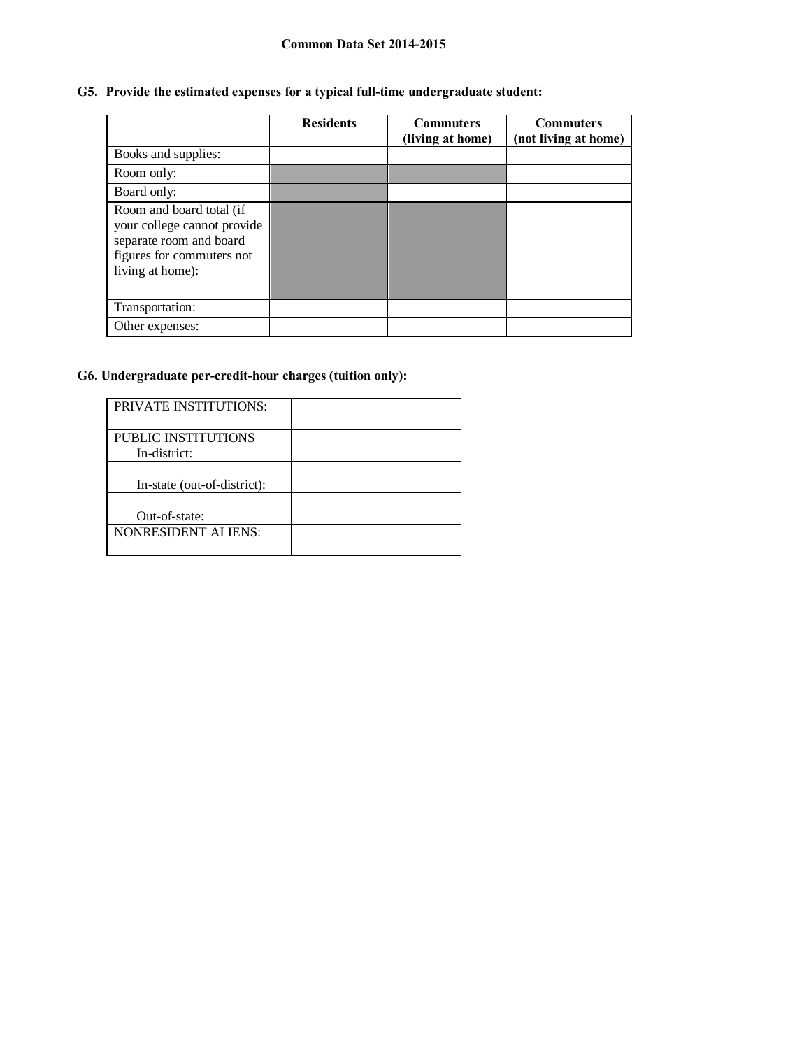**Common Data Set 2014-2015**

**G5. Provide the estimated expenses for a typical full-time undergraduate student:**

| | Residents | Commuters (living at home) | Commuters (not living at home) |
|---|---|---|---|
| Books and supplies: | | | |
| Room only: | | | |
| Board only: | | | |
| Room and board total (if your college cannot provide separate room and board figures for commuters not living at home): | | | |
| Transportation: | | | |
| Other expenses: | | | |

**G6. Undergraduate per-credit-hour charges (tuition only):**

| | |
|---|---|
| PRIVATE INSTITUTIONS: | |
| PUBLIC INSTITUTIONS In-district: | |
| In-state (out-of-district): | |
| Out-of-state: | |
| NONRESIDENT ALIENS: | |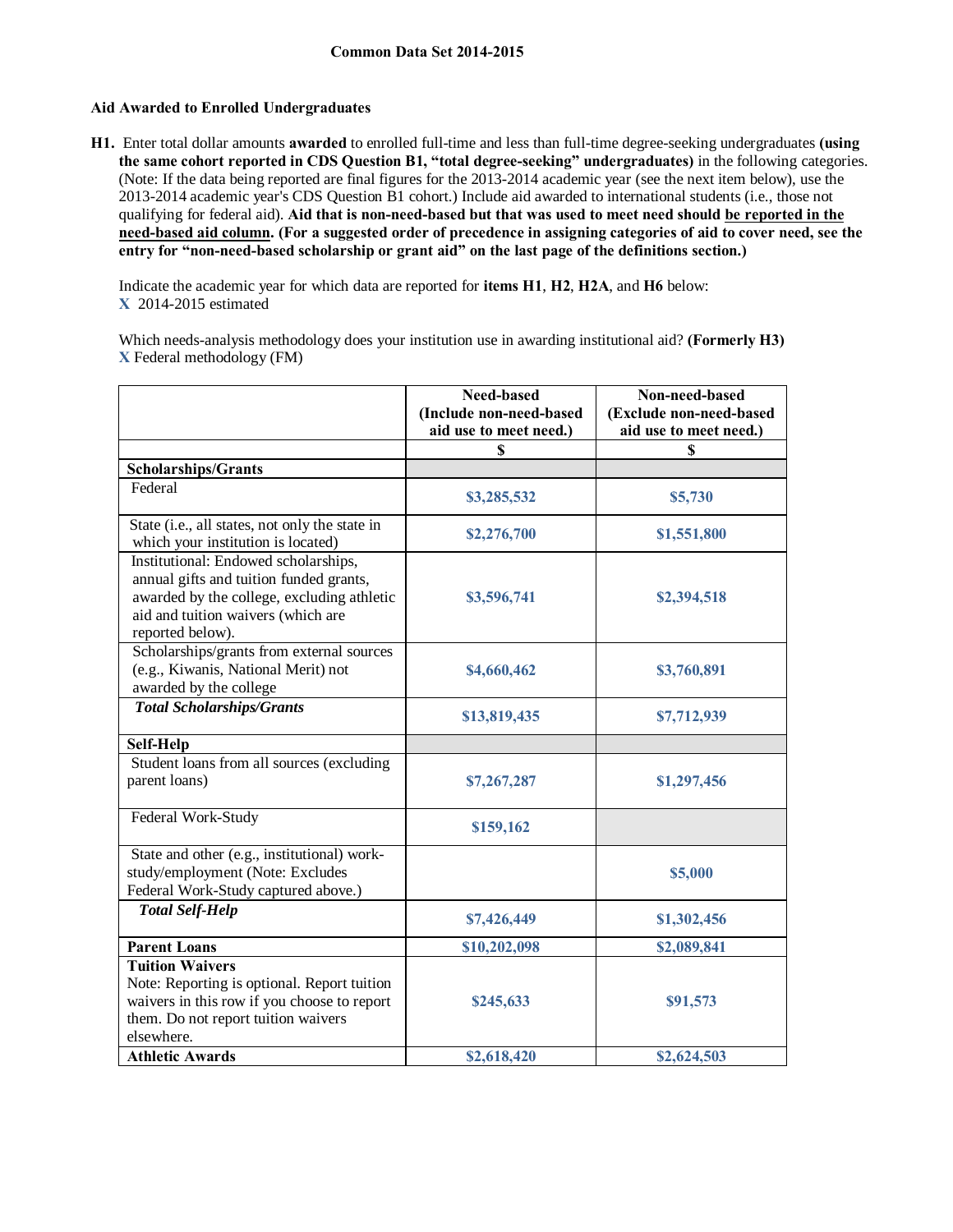# Common Data Set 2014-2015

## Aid Awarded to Enrolled Undergraduates

**H1.** Enter total dollar amounts **awarded** to enrolled full-time and less than full-time degree-seeking undergraduates **(using the same cohort reported in CDS Question B1, "total degree-seeking" undergraduates)** in the following categories. (Note: If the data being reported are final figures for the 2013-2014 academic year (see the next item below), use the 2013-2014 academic year's CDS Question B1 cohort.) Include aid awarded to international students (i.e., those not qualifying for federal aid). **Aid that is non-need-based but that was used to meet need should be reported in the need-based aid column. (For a suggested order of precedence in assigning categories of aid to cover need, see the entry for "non-need-based scholarship or grant aid" on the last page of the definitions section.)**

Indicate the academic year for which data are reported for **items H1**, **H2**, **H2A**, and **H6** below:
X 2014-2015 estimated

Which needs-analysis methodology does your institution use in awarding institutional aid? **(Formerly H3)**
X Federal methodology (FM)

| | Need-based (Include non-need-based aid use to meet need.) | Non-need-based (Exclude non-need-based aid use to meet need.) |
|---|---|---|
| | $ | $ |
| **Scholarships/Grants** | | |
| Federal | $3,285,532 | $5,730 |
| State (i.e., all states, not only the state in which your institution is located) | $2,276,700 | $1,551,800 |
| Institutional: Endowed scholarships, annual gifts and tuition funded grants, awarded by the college, excluding athletic aid and tuition waivers (which are reported below). | $3,596,741 | $2,394,518 |
| Scholarships/grants from external sources (e.g., Kiwanis, National Merit) not awarded by the college | $4,660,462 | $3,760,891 |
| ***Total Scholarships/Grants*** | $13,819,435 | $7,712,939 |
| **Self-Help** | | |
| Student loans from all sources (excluding parent loans) | $7,267,287 | $1,297,456 |
| Federal Work-Study | $159,162 | |
| State and other (e.g., institutional) work-study/employment (Note: Excludes Federal Work-Study captured above.) | | $5,000 |
| ***Total Self-Help*** | $7,426,449 | $1,302,456 |
| **Parent Loans** | $10,202,098 | $2,089,841 |
| **Tuition Waivers** Note: Reporting is optional. Report tuition waivers in this row if you choose to report them. Do not report tuition waivers elsewhere. | $245,633 | $91,573 |
| **Athletic Awards** | $2,618,420 | $2,624,503 |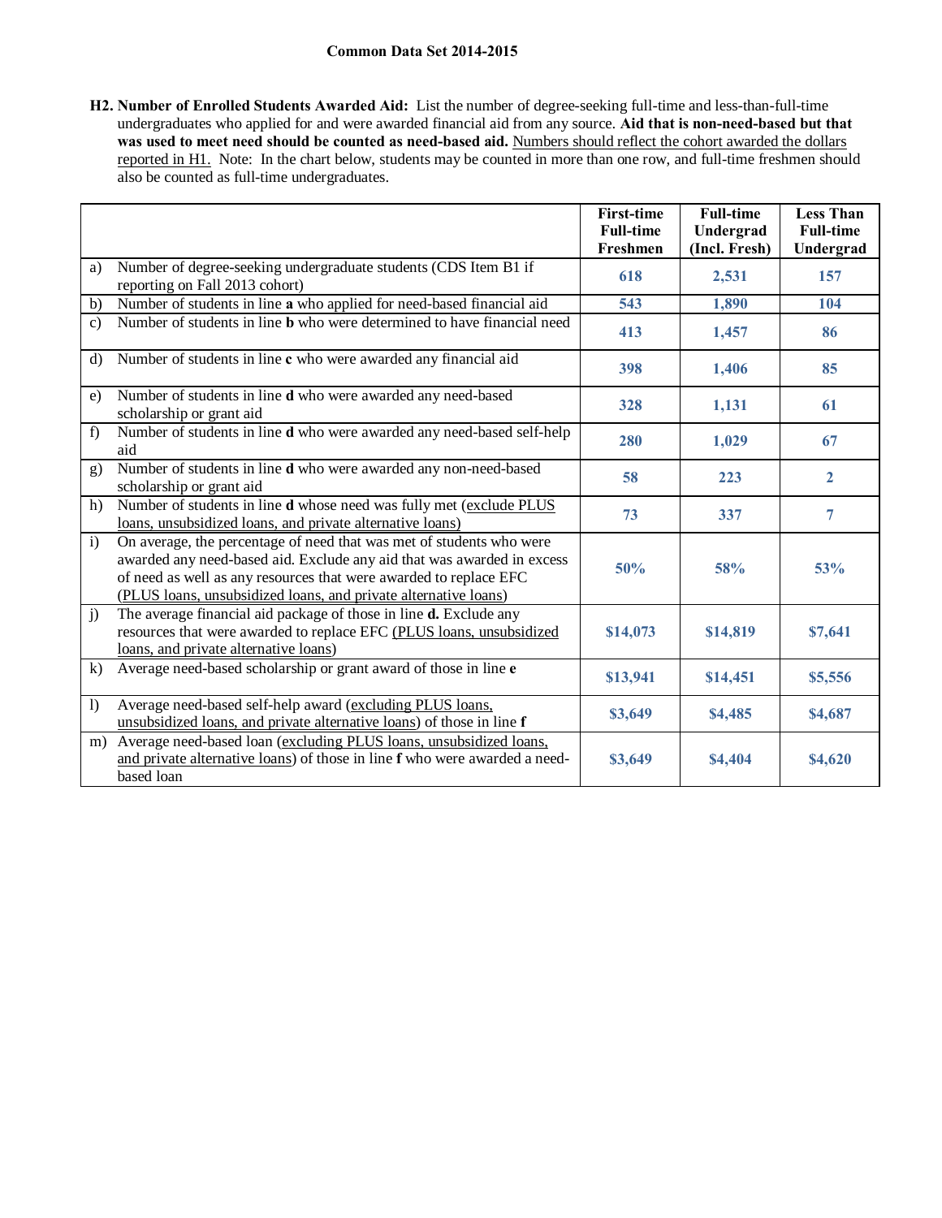**Common Data Set 2014-2015**

**H2. Number of Enrolled Students Awarded Aid:** List the number of degree-seeking full-time and less-than-full-time undergraduates who applied for and were awarded financial aid from any source. **Aid that is non-need-based but that was used to meet need should be counted as need-based aid.** Numbers should reflect the cohort awarded the dollars reported in H1. Note: In the chart below, students may be counted in more than one row, and full-time freshmen should also be counted as full-time undergraduates.

| | | First-time Full-time Freshmen | Full-time Undergrad (Incl. Fresh) | Less Than Full-time Undergrad |
|---|---|---|---|---|
| a) | Number of degree-seeking undergraduate students (CDS Item B1 if reporting on Fall 2013 cohort) | 618 | 2,531 | 157 |
| b) | Number of students in line **a** who applied for need-based financial aid | 543 | 1,890 | 104 |
| c) | Number of students in line **b** who were determined to have financial need | 413 | 1,457 | 86 |
| d) | Number of students in line **c** who were awarded any financial aid | 398 | 1,406 | 85 |
| e) | Number of students in line **d** who were awarded any need-based scholarship or grant aid | 328 | 1,131 | 61 |
| f) | Number of students in line **d** who were awarded any need-based self-help aid | 280 | 1,029 | 67 |
| g) | Number of students in line **d** who were awarded any non-need-based scholarship or grant aid | 58 | 223 | 2 |
| h) | Number of students in line **d** whose need was fully met (exclude PLUS loans, unsubsidized loans, and private alternative loans) | 73 | 337 | 7 |
| i) | On average, the percentage of need that was met of students who were awarded any need-based aid. Exclude any aid that was awarded in excess of need as well as any resources that were awarded to replace EFC (PLUS loans, unsubsidized loans, and private alternative loans) | 50% | 58% | 53% |
| j) | The average financial aid package of those in line **d.** Exclude any resources that were awarded to replace EFC (PLUS loans, unsubsidized loans, and private alternative loans) | $14,073 | $14,819 | $7,641 |
| k) | Average need-based scholarship or grant award of those in line **e** | $13,941 | $14,451 | $5,556 |
| l) | Average need-based self-help award (excluding PLUS loans, unsubsidized loans, and private alternative loans) of those in line **f** | $3,649 | $4,485 | $4,687 |
| m) | Average need-based loan (excluding PLUS loans, unsubsidized loans, and private alternative loans) of those in line **f** who were awarded a need-based loan | $3,649 | $4,404 | $4,620 |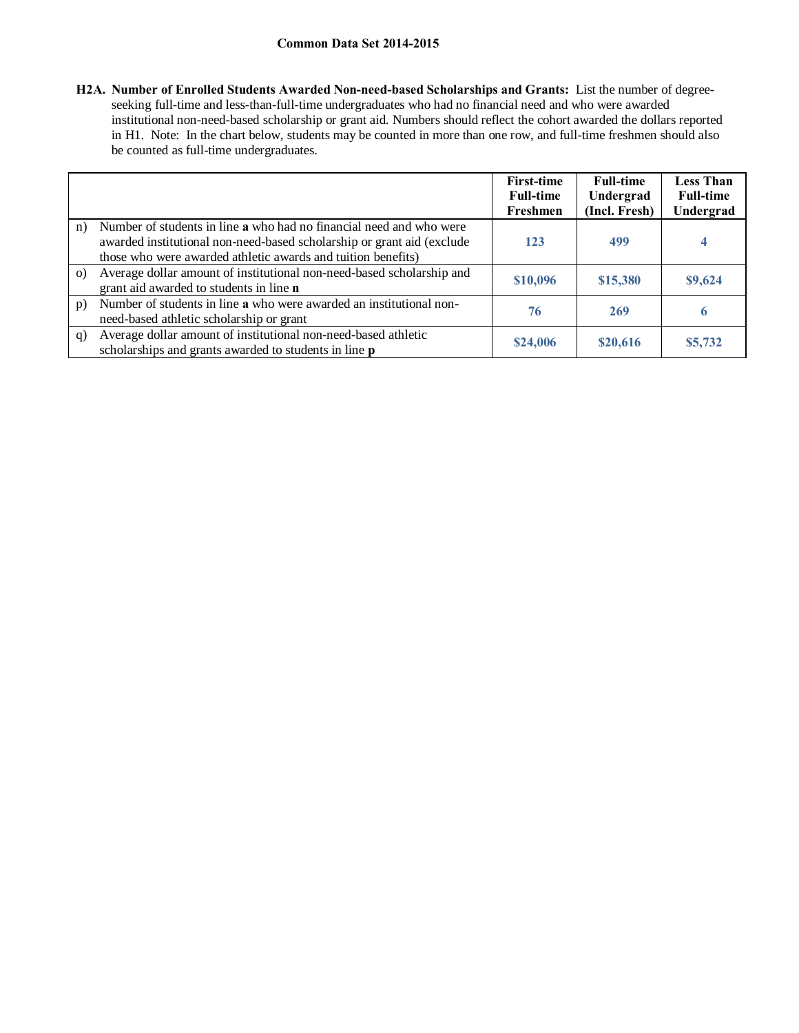**Common Data Set 2014-2015**

**H2A. Number of Enrolled Students Awarded Non-need-based Scholarships and Grants:** List the number of degree-seeking full-time and less-than-full-time undergraduates who had no financial need and who were awarded institutional non-need-based scholarship or grant aid. Numbers should reflect the cohort awarded the dollars reported in H1. Note: In the chart below, students may be counted in more than one row, and full-time freshmen should also be counted as full-time undergraduates.

| | | First-time Full-time Freshmen | Full-time Undergrad (Incl. Fresh) | Less Than Full-time Undergrad |
|---|---|---|---|---|
| n) | Number of students in line **a** who had no financial need and who were awarded institutional non-need-based scholarship or grant aid (exclude those who were awarded athletic awards and tuition benefits) | 123 | 499 | 4 |
| o) | Average dollar amount of institutional non-need-based scholarship and grant aid awarded to students in line **n** | $10,096 | $15,380 | $9,624 |
| p) | Number of students in line **a** who were awarded an institutional non-need-based athletic scholarship or grant | 76 | 269 | 6 |
| q) | Average dollar amount of institutional non-need-based athletic scholarships and grants awarded to students in line **p** | $24,006 | $20,616 | $5,732 |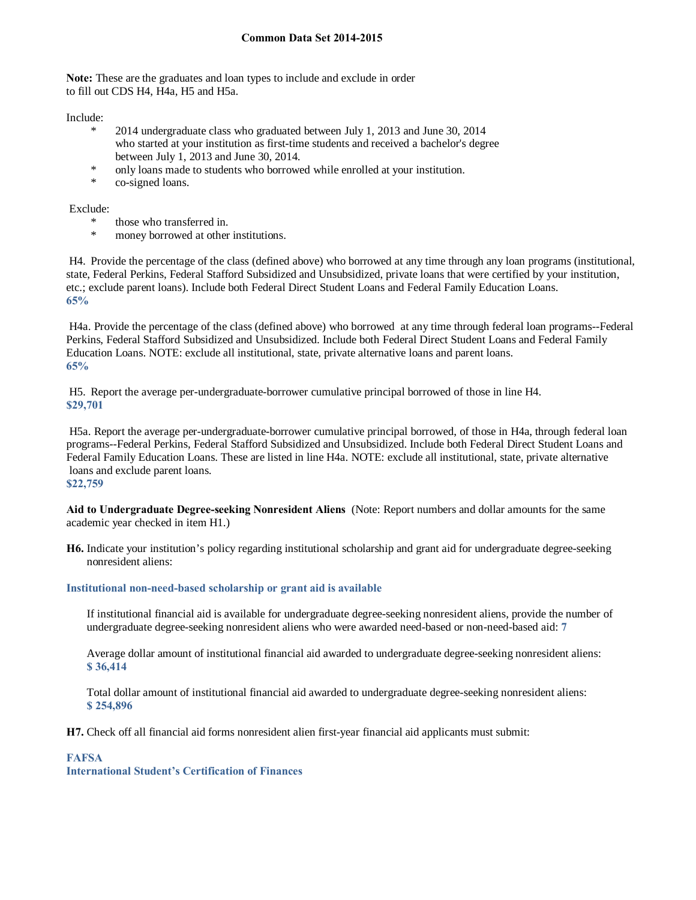**Common Data Set 2014-2015**

**Note:** These are the graduates and loan types to include and exclude in order to fill out CDS H4, H4a, H5 and H5a.

Include:

- 2014 undergraduate class who graduated between July 1, 2013 and June 30, 2014 who started at your institution as first-time students and received a bachelor's degree between July 1, 2013 and June 30, 2014.
- only loans made to students who borrowed while enrolled at your institution.
- co-signed loans.

Exclude:

- those who transferred in.
- money borrowed at other institutions.

H4. Provide the percentage of the class (defined above) who borrowed at any time through any loan programs (institutional, state, Federal Perkins, Federal Stafford Subsidized and Unsubsidized, private loans that were certified by your institution, etc.; exclude parent loans). Include both Federal Direct Student Loans and Federal Family Education Loans.
**65%**

H4a. Provide the percentage of the class (defined above) who borrowed at any time through federal loan programs--Federal Perkins, Federal Stafford Subsidized and Unsubsidized. Include both Federal Direct Student Loans and Federal Family Education Loans. NOTE: exclude all institutional, state, private alternative loans and parent loans.
**65%**

H5. Report the average per-undergraduate-borrower cumulative principal borrowed of those in line H4.
**$29,701**

H5a. Report the average per-undergraduate-borrower cumulative principal borrowed, of those in H4a, through federal loan programs--Federal Perkins, Federal Stafford Subsidized and Unsubsidized. Include both Federal Direct Student Loans and Federal Family Education Loans. These are listed in line H4a. NOTE: exclude all institutional, state, private alternative loans and exclude parent loans.
**$22,759**

**Aid to Undergraduate Degree-seeking Nonresident Aliens** (Note: Report numbers and dollar amounts for the same academic year checked in item H1.)

**H6.** Indicate your institution's policy regarding institutional scholarship and grant aid for undergraduate degree-seeking nonresident aliens:

**Institutional non-need-based scholarship or grant aid is available**

If institutional financial aid is available for undergraduate degree-seeking nonresident aliens, provide the number of undergraduate degree-seeking nonresident aliens who were awarded need-based or non-need-based aid: **7**

Average dollar amount of institutional financial aid awarded to undergraduate degree-seeking nonresident aliens:
**$ 36,414**

Total dollar amount of institutional financial aid awarded to undergraduate degree-seeking nonresident aliens:
**$ 254,896**

**H7.** Check off all financial aid forms nonresident alien first-year financial aid applicants must submit:

**FAFSA**
**International Student's Certification of Finances**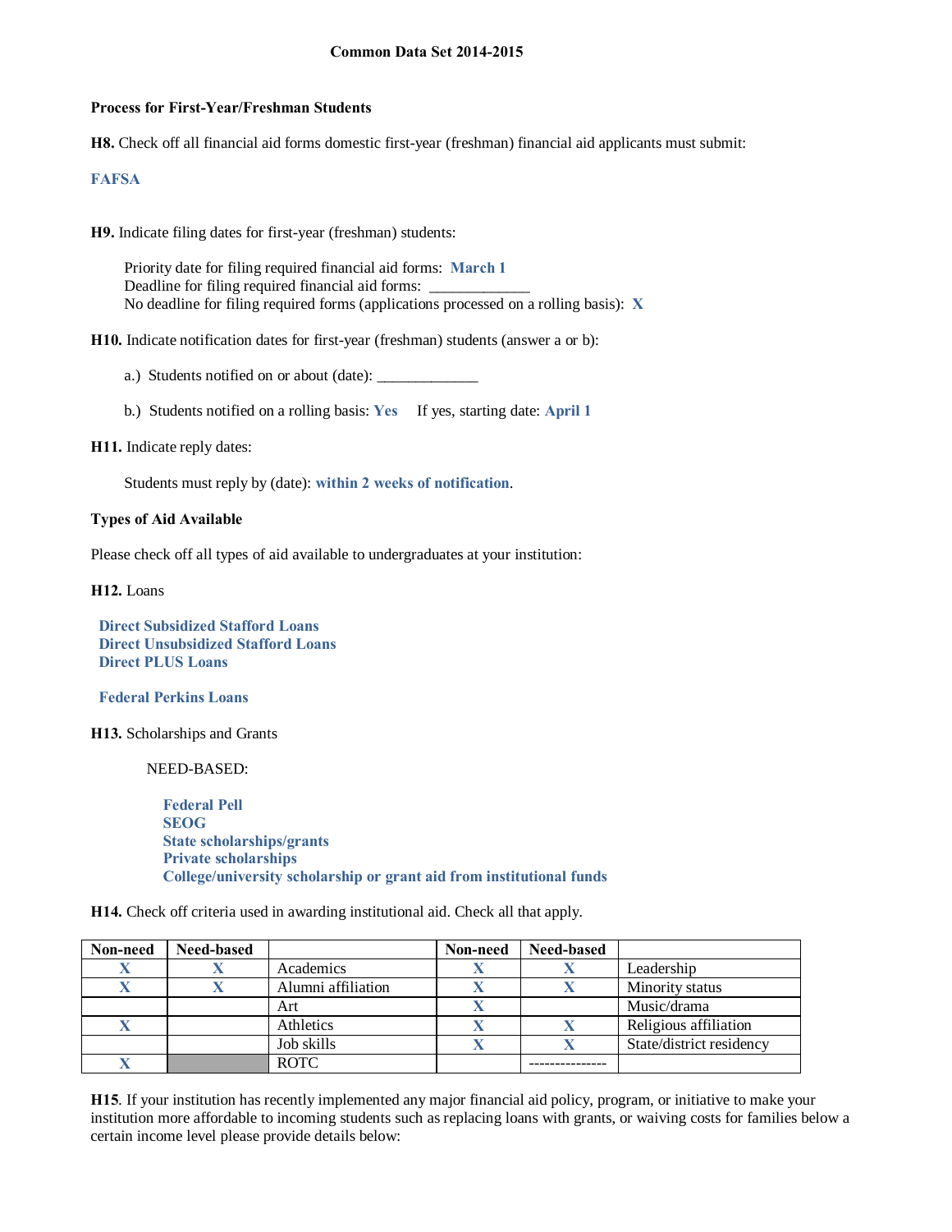**Common Data Set 2014-2015**

**Process for First-Year/Freshman Students**

**H8.** Check off all financial aid forms domestic first-year (freshman) financial aid applicants must submit:

**FAFSA**

**H9.** Indicate filing dates for first-year (freshman) students:

Priority date for filing required financial aid forms: **March 1**
Deadline for filing required financial aid forms: ____________
No deadline for filing required forms (applications processed on a rolling basis): **X**

**H10.** Indicate notification dates for first-year (freshman) students (answer a or b):

a.) Students notified on or about (date): ____________

b.) Students notified on a rolling basis: **Yes** If yes, starting date: **April 1**

**H11.** Indicate reply dates:

Students must reply by (date): **within 2 weeks of notification**.

**Types of Aid Available**

Please check off all types of aid available to undergraduates at your institution:

**H12.** Loans

**Direct Subsidized Stafford Loans**
**Direct Unsubsidized Stafford Loans**
**Direct PLUS Loans**

**Federal Perkins Loans**

**H13.** Scholarships and Grants

NEED-BASED:

**Federal Pell**
**SEOG**
**State scholarships/grants**
**Private scholarships**
**College/university scholarship or grant aid from institutional funds**

**H14.** Check off criteria used in awarding institutional aid. Check all that apply.

| Non-need | Need-based | | Non-need | Need-based | |
|---|---|---|---|---|---|
| X | X | Academics | X | X | Leadership |
| X | X | Alumni affiliation | X | X | Minority status |
| | | Art | X | | Music/drama |
| X | | Athletics | X | X | Religious affiliation |
| | | Job skills | X | X | State/district residency |
| X | | ROTC | | --------------- | |

**H15**. If your institution has recently implemented any major financial aid policy, program, or initiative to make your institution more affordable to incoming students such as replacing loans with grants, or waiving costs for families below a certain income level please provide details below: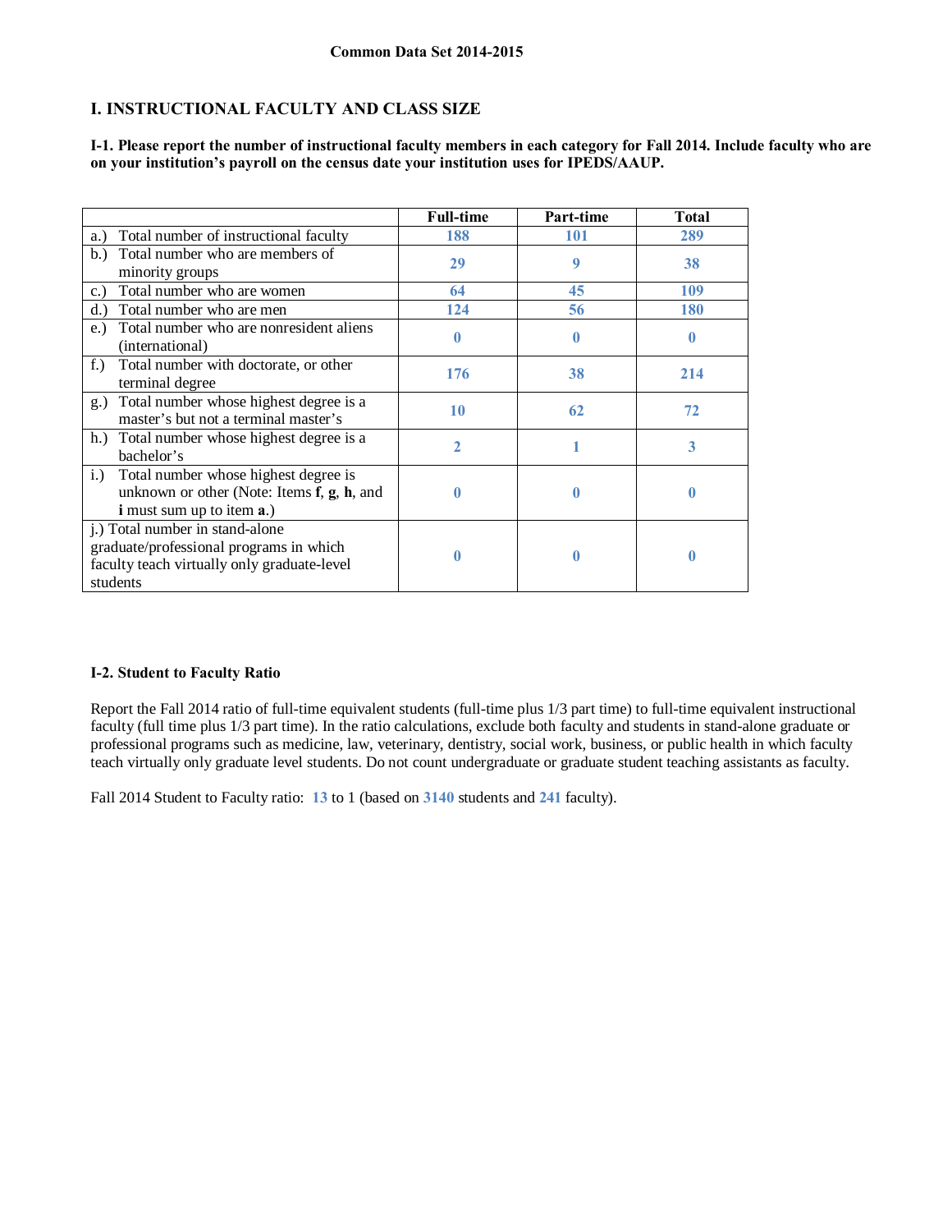Common Data Set 2014-2015

## I. INSTRUCTIONAL FACULTY AND CLASS SIZE

**I-1. Please report the number of instructional faculty members in each category for Fall 2014. Include faculty who are on your institution's payroll on the census date your institution uses for IPEDS/AAUP.**

| | Full-time | Part-time | Total |
|---|---|---|---|
| a.) Total number of instructional faculty | 188 | 101 | 289 |
| b.) Total number who are members of minority groups | 29 | 9 | 38 |
| c.) Total number who are women | 64 | 45 | 109 |
| d.) Total number who are men | 124 | 56 | 180 |
| e.) Total number who are nonresident aliens (international) | 0 | 0 | 0 |
| f.) Total number with doctorate, or other terminal degree | 176 | 38 | 214 |
| g.) Total number whose highest degree is a master's but not a terminal master's | 10 | 62 | 72 |
| h.) Total number whose highest degree is a bachelor's | 2 | 1 | 3 |
| i.) Total number whose highest degree is unknown or other (Note: Items **f**, **g**, **h**, and **i** must sum up to item **a**.) | 0 | 0 | 0 |
| j.) Total number in stand-alone graduate/professional programs in which faculty teach virtually only graduate-level students | 0 | 0 | 0 |

**I-2. Student to Faculty Ratio**

Report the Fall 2014 ratio of full-time equivalent students (full-time plus 1/3 part time) to full-time equivalent instructional faculty (full time plus 1/3 part time). In the ratio calculations, exclude both faculty and students in stand-alone graduate or professional programs such as medicine, law, veterinary, dentistry, social work, business, or public health in which faculty teach virtually only graduate level students. Do not count undergraduate or graduate student teaching assistants as faculty.

Fall 2014 Student to Faculty ratio: 13 to 1 (based on 3140 students and 241 faculty).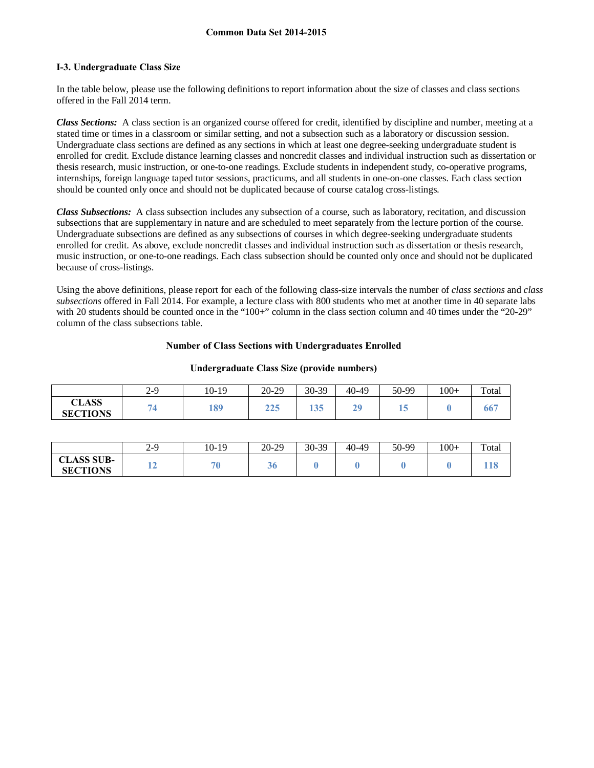**Common Data Set 2014-2015**

## I-3. Undergraduate Class Size

In the table below, please use the following definitions to report information about the size of classes and class sections offered in the Fall 2014 term.

***Class Sections:*** A class section is an organized course offered for credit, identified by discipline and number, meeting at a stated time or times in a classroom or similar setting, and not a subsection such as a laboratory or discussion session. Undergraduate class sections are defined as any sections in which at least one degree-seeking undergraduate student is enrolled for credit. Exclude distance learning classes and noncredit classes and individual instruction such as dissertation or thesis research, music instruction, or one-to-one readings. Exclude students in independent study, co-operative programs, internships, foreign language taped tutor sessions, practicums, and all students in one-on-one classes. Each class section should be counted only once and should not be duplicated because of course catalog cross-listings.

***Class Subsections:*** A class subsection includes any subsection of a course, such as laboratory, recitation, and discussion subsections that are supplementary in nature and are scheduled to meet separately from the lecture portion of the course. Undergraduate subsections are defined as any subsections of courses in which degree-seeking undergraduate students enrolled for credit. As above, exclude noncredit classes and individual instruction such as dissertation or thesis research, music instruction, or one-to-one readings. Each class subsection should be counted only once and should not be duplicated because of cross-listings.

Using the above definitions, please report for each of the following class-size intervals the number of *class sections* and *class subsections* offered in Fall 2014. For example, a lecture class with 800 students who met at another time in 40 separate labs with 20 students should be counted once in the "100+" column in the class section column and 40 times under the "20-29" column of the class subsections table.

**Number of Class Sections with Undergraduates Enrolled**

**Undergraduate Class Size (provide numbers)**

| | 2-9 | 10-19 | 20-29 | 30-39 | 40-49 | 50-99 | 100+ | Total |
|---|---|---|---|---|---|---|---|---|
| **CLASS SECTIONS** | 74 | 189 | 225 | 135 | 29 | 15 | 0 | 667 |

| | 2-9 | 10-19 | 20-29 | 30-39 | 40-49 | 50-99 | 100+ | Total |
|---|---|---|---|---|---|---|---|---|
| **CLASS SUB-SECTIONS** | 12 | 70 | 36 | 0 | 0 | 0 | 0 | 118 |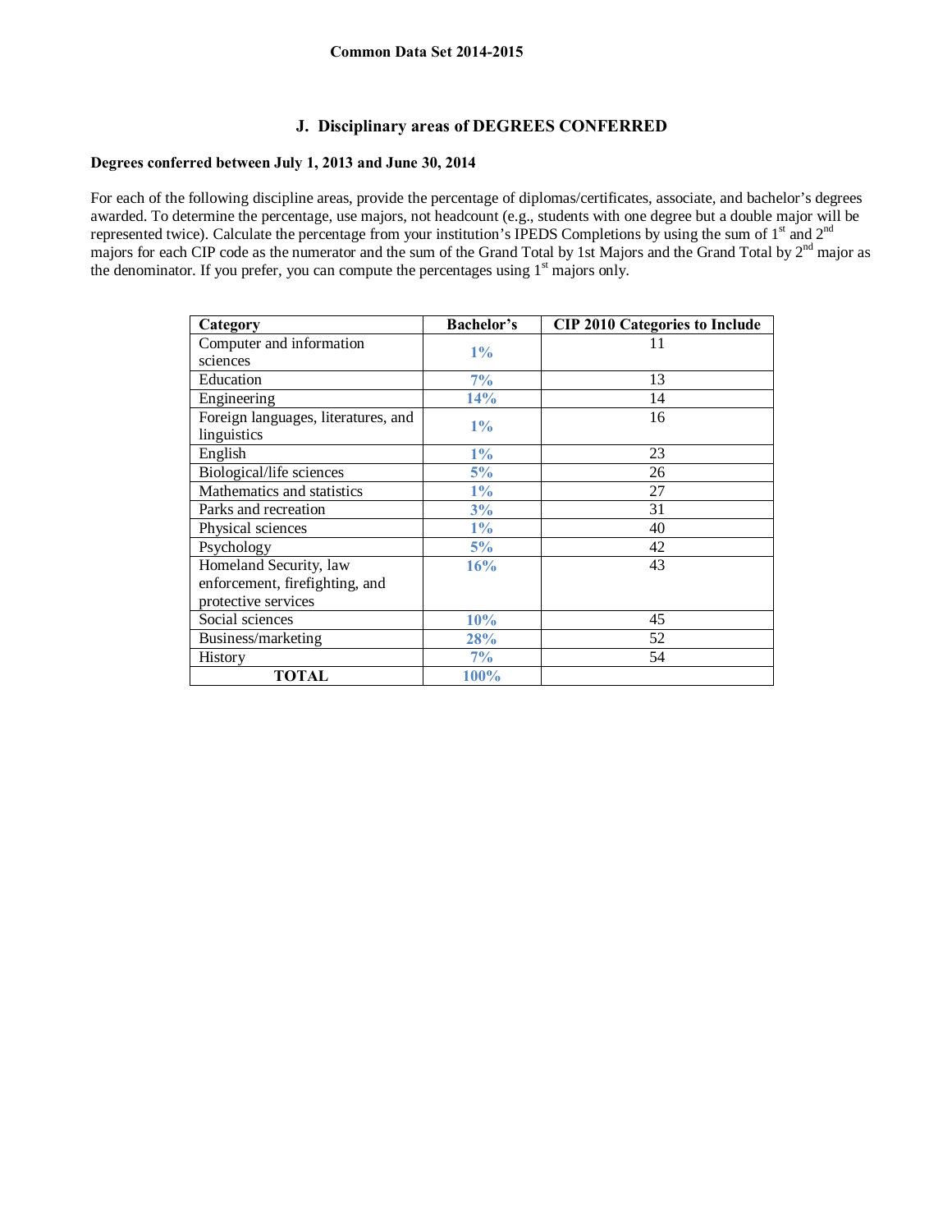**Common Data Set 2014-2015**

## J. Disciplinary areas of DEGREES CONFERRED

**Degrees conferred between July 1, 2013 and June 30, 2014**

For each of the following discipline areas, provide the percentage of diplomas/certificates, associate, and bachelor's degrees awarded. To determine the percentage, use majors, not headcount (e.g., students with one degree but a double major will be represented twice). Calculate the percentage from your institution's IPEDS Completions by using the sum of 1st and 2nd majors for each CIP code as the numerator and the sum of the Grand Total by 1st Majors and the Grand Total by 2nd major as the denominator. If you prefer, you can compute the percentages using 1st majors only.

| Category | Bachelor's | CIP 2010 Categories to Include |
|---|---|---|
| Computer and information sciences | 1% | 11 |
| Education | 7% | 13 |
| Engineering | 14% | 14 |
| Foreign languages, literatures, and linguistics | 1% | 16 |
| English | 1% | 23 |
| Biological/life sciences | 5% | 26 |
| Mathematics and statistics | 1% | 27 |
| Parks and recreation | 3% | 31 |
| Physical sciences | 1% | 40 |
| Psychology | 5% | 42 |
| Homeland Security, law enforcement, firefighting, and protective services | 16% | 43 |
| Social sciences | 10% | 45 |
| Business/marketing | 28% | 52 |
| History | 7% | 54 |
| **TOTAL** | 100% | |